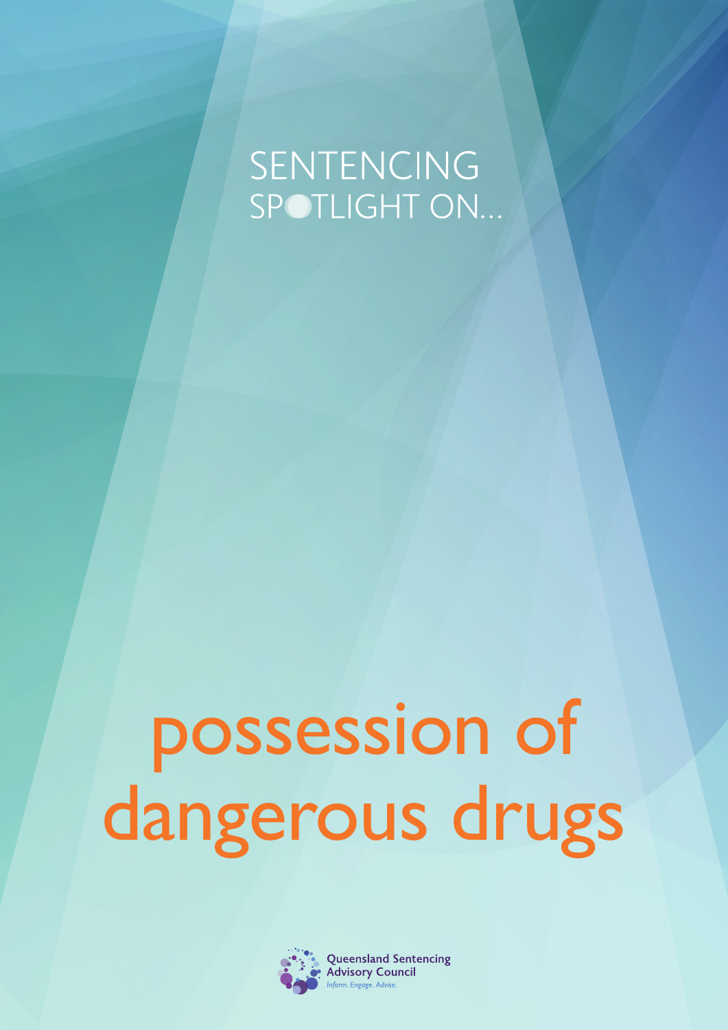SENTENCING
SPOTLIGHT ON...

# possession of dangerous drugs

Queensland Sentencing Advisory Council
*Inform. Engage. Advise.*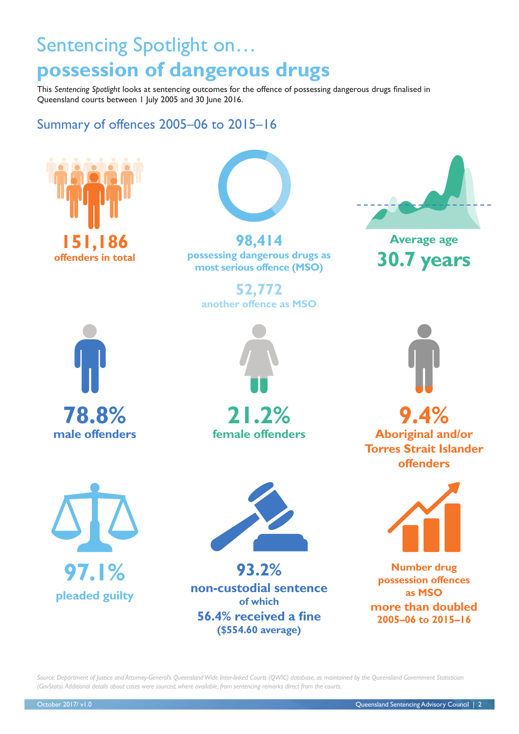# Sentencing Spotlight on…

# possession of dangerous drugs

This *Sentencing Spotlight* looks at sentencing outcomes for the offence of possessing dangerous drugs finalised in Queensland courts between 1 July 2005 and 30 June 2016.

## Summary of offences 2005–06 to 2015–16

**151,186**
offenders in total

**98,414**
possessing dangerous drugs as most serious offence (MSO)

**52,772**
another offence as MSO

Average age
**30.7 years**

**78.8%**
male offenders

**21.2%**
female offenders

**9.4%**
Aboriginal and/or Torres Strait Islander offenders

**97.1%**
pleaded guilty

**93.2%**
non-custodial sentence
of which
**56.4% received a fine**
**($554.60 average)**

Number drug possession offences as MSO
**more than doubled**
**2005–06 to 2015–16**

*Source: Department of Justice and Attorney-General's Queensland Wide Inter-linked Courts (QWIC) database, as maintained by the Queensland Government Statistician (GovStats). Additional details about cases were sourced, where available, from sentencing remarks direct from the courts.*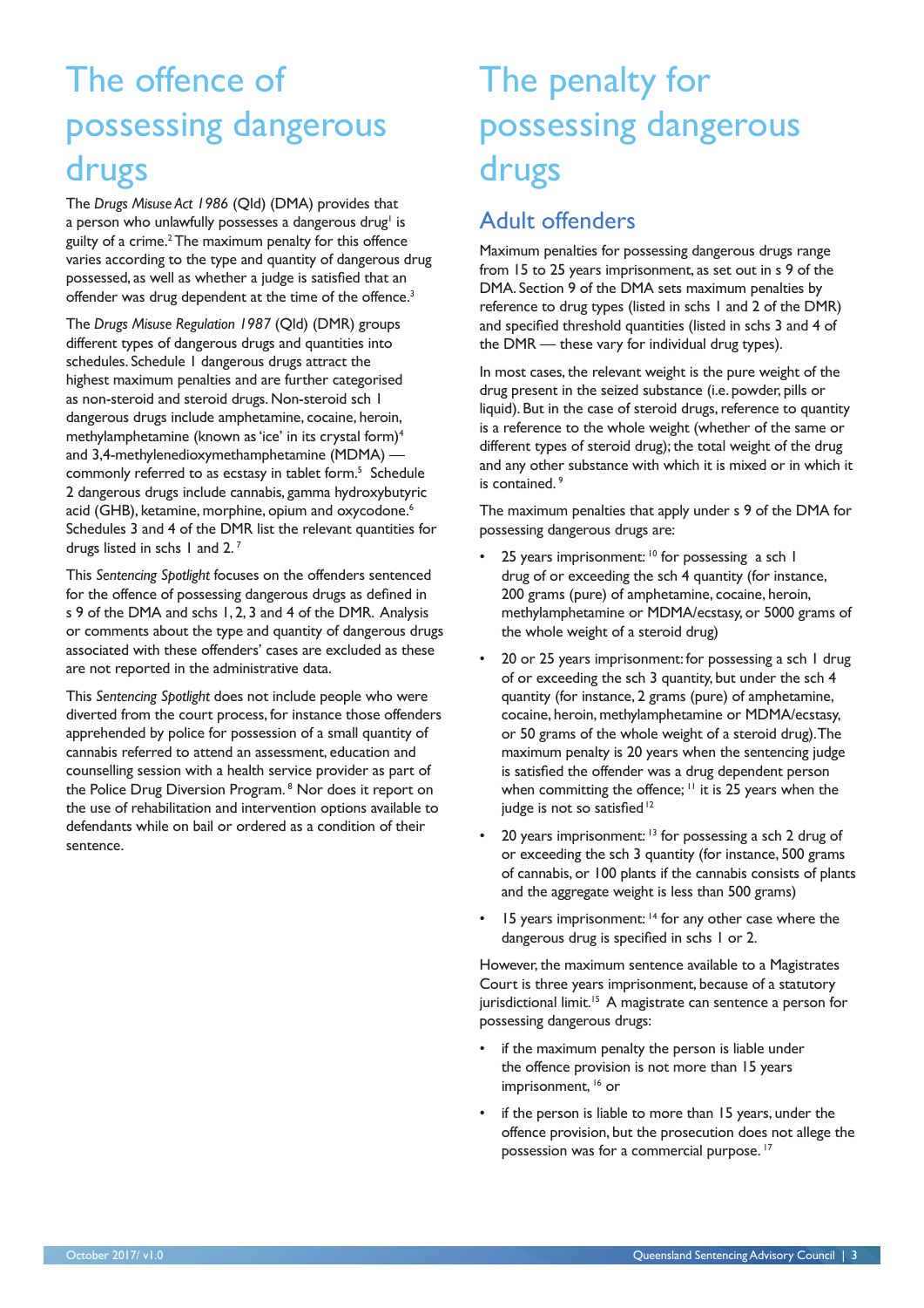# The offence of possessing dangerous drugs

The *Drugs Misuse Act 1986* (Qld) (DMA) provides that a person who unlawfully possesses a dangerous drug[1] is guilty of a crime.[2] The maximum penalty for this offence varies according to the type and quantity of dangerous drug possessed, as well as whether a judge is satisfied that an offender was drug dependent at the time of the offence.[3]

The *Drugs Misuse Regulation 1987* (Qld) (DMR) groups different types of dangerous drugs and quantities into schedules. Schedule 1 dangerous drugs attract the highest maximum penalties and are further categorised as non-steroid and steroid drugs. Non-steroid sch 1 dangerous drugs include amphetamine, cocaine, heroin, methylamphetamine (known as 'ice' in its crystal form)[4] and 3,4-methylenedioxymethamphetamine (MDMA) — commonly referred to as ecstasy in tablet form.[5] Schedule 2 dangerous drugs include cannabis, gamma hydroxybutyric acid (GHB), ketamine, morphine, opium and oxycodone.[6] Schedules 3 and 4 of the DMR list the relevant quantities for drugs listed in schs 1 and 2.[7]

This *Sentencing Spotlight* focuses on the offenders sentenced for the offence of possessing dangerous drugs as defined in s 9 of the DMA and schs 1, 2, 3 and 4 of the DMR. Analysis or comments about the type and quantity of dangerous drugs associated with these offenders' cases are excluded as these are not reported in the administrative data.

This *Sentencing Spotlight* does not include people who were diverted from the court process, for instance those offenders apprehended by police for possession of a small quantity of cannabis referred to attend an assessment, education and counselling session with a health service provider as part of the Police Drug Diversion Program.[8] Nor does it report on the use of rehabilitation and intervention options available to defendants while on bail or ordered as a condition of their sentence.

# The penalty for possessing dangerous drugs

## Adult offenders

Maximum penalties for possessing dangerous drugs range from 15 to 25 years imprisonment, as set out in s 9 of the DMA. Section 9 of the DMA sets maximum penalties by reference to drug types (listed in schs 1 and 2 of the DMR) and specified threshold quantities (listed in schs 3 and 4 of the DMR — these vary for individual drug types).

In most cases, the relevant weight is the pure weight of the drug present in the seized substance (i.e. powder, pills or liquid). But in the case of steroid drugs, reference to quantity is a reference to the whole weight (whether of the same or different types of steroid drug); the total weight of the drug and any other substance with which it is mixed or in which it is contained.[9]

The maximum penalties that apply under s 9 of the DMA for possessing dangerous drugs are:

- 25 years imprisonment:[10] for possessing a sch 1 drug of or exceeding the sch 4 quantity (for instance, 200 grams (pure) of amphetamine, cocaine, heroin, methylamphetamine or MDMA/ecstasy, or 5000 grams of the whole weight of a steroid drug)
- 20 or 25 years imprisonment: for possessing a sch 1 drug of or exceeding the sch 3 quantity, but under the sch 4 quantity (for instance, 2 grams (pure) of amphetamine, cocaine, heroin, methylamphetamine or MDMA/ecstasy, or 50 grams of the whole weight of a steroid drug). The maximum penalty is 20 years when the sentencing judge is satisfied the offender was a drug dependent person when committing the offence;[11] it is 25 years when the judge is not so satisfied[12]
- 20 years imprisonment:[13] for possessing a sch 2 drug of or exceeding the sch 3 quantity (for instance, 500 grams of cannabis, or 100 plants if the cannabis consists of plants and the aggregate weight is less than 500 grams)
- 15 years imprisonment:[14] for any other case where the dangerous drug is specified in schs 1 or 2.

However, the maximum sentence available to a Magistrates Court is three years imprisonment, because of a statutory jurisdictional limit.[15] A magistrate can sentence a person for possessing dangerous drugs:

- if the maximum penalty the person is liable under the offence provision is not more than 15 years imprisonment,[16] or
- if the person is liable to more than 15 years, under the offence provision, but the prosecution does not allege the possession was for a commercial purpose.[17]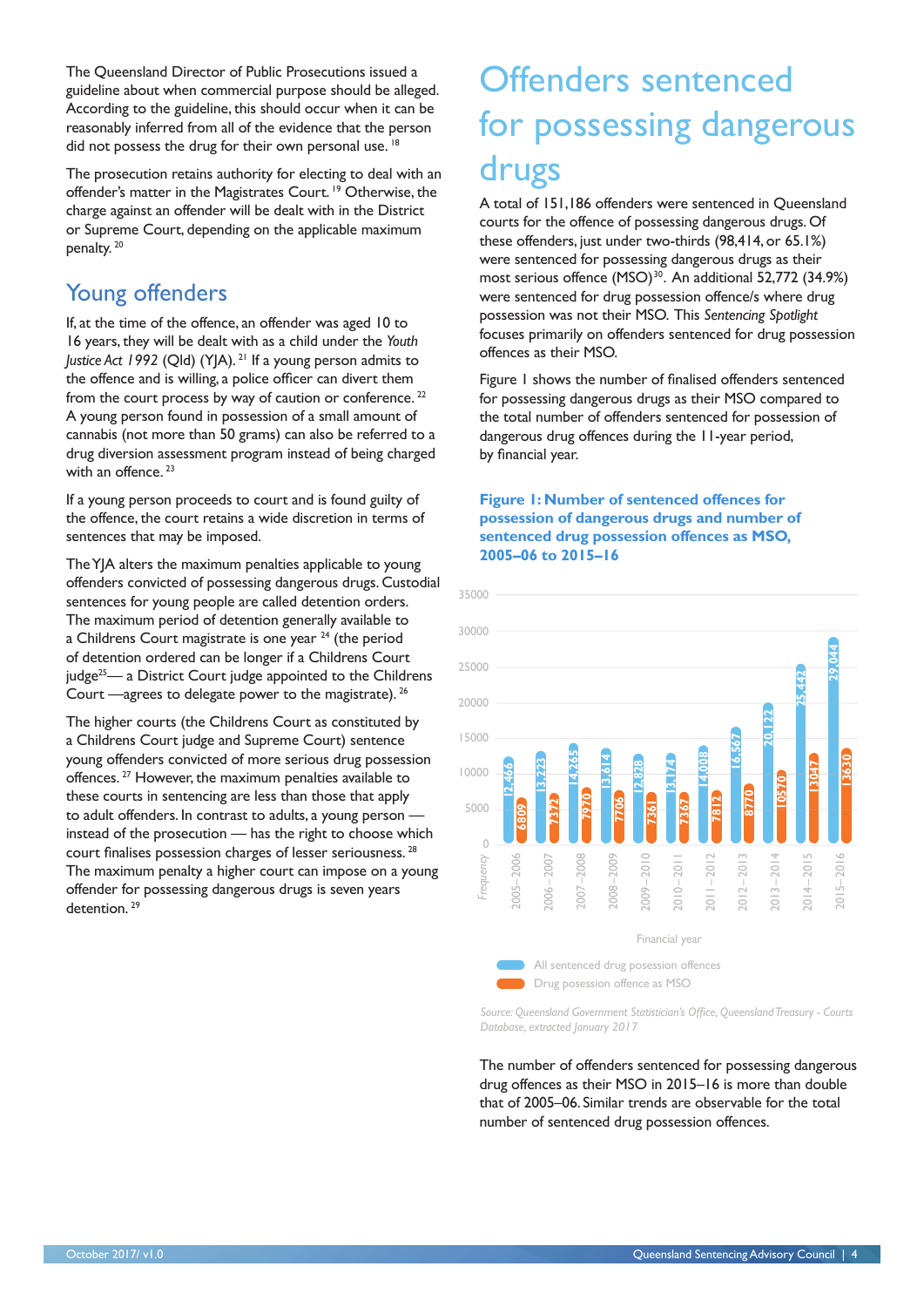The Queensland Director of Public Prosecutions issued a guideline about when commercial purpose should be alleged. According to the guideline, this should occur when it can be reasonably inferred from all of the evidence that the person did not possess the drug for their own personal use. [18]

The prosecution retains authority for electing to deal with an offender's matter in the Magistrates Court. [19] Otherwise, the charge against an offender will be dealt with in the District or Supreme Court, depending on the applicable maximum penalty. [20]

## Young offenders

If, at the time of the offence, an offender was aged 10 to 16 years, they will be dealt with as a child under the *Youth Justice Act 1992* (Qld) (YJA). [21] If a young person admits to the offence and is willing, a police officer can divert them from the court process by way of caution or conference. [22] A young person found in possession of a small amount of cannabis (not more than 50 grams) can also be referred to a drug diversion assessment program instead of being charged with an offence. [23]

If a young person proceeds to court and is found guilty of the offence, the court retains a wide discretion in terms of sentences that may be imposed.

The YJA alters the maximum penalties applicable to young offenders convicted of possessing dangerous drugs. Custodial sentences for young people are called detention orders. The maximum period of detention generally available to a Childrens Court magistrate is one year [24] (the period of detention ordered can be longer if a Childrens Court judge[25]— a District Court judge appointed to the Childrens Court —agrees to delegate power to the magistrate). [26]

The higher courts (the Childrens Court as constituted by a Childrens Court judge and Supreme Court) sentence young offenders convicted of more serious drug possession offences. [27] However, the maximum penalties available to these courts in sentencing are less than those that apply to adult offenders. In contrast to adults, a young person — instead of the prosecution — has the right to choose which court finalises possession charges of lesser seriousness. [28] The maximum penalty a higher court can impose on a young offender for possessing dangerous drugs is seven years detention. [29]

# Offenders sentenced for possessing dangerous drugs

A total of 151,186 offenders were sentenced in Queensland courts for the offence of possessing dangerous drugs. Of these offenders, just under two-thirds (98,414, or 65.1%) were sentenced for possessing dangerous drugs as their most serious offence (MSO)[30]. An additional 52,772 (34.9%) were sentenced for drug possession offence/s where drug possession was not their MSO. This *Sentencing Spotlight* focuses primarily on offenders sentenced for drug possession offences as their MSO.

Figure 1 shows the number of finalised offenders sentenced for possessing dangerous drugs as their MSO compared to the total number of offenders sentenced for possession of dangerous drug offences during the 11-year period, by financial year.

**Figure 1: Number of sentenced offences for possession of dangerous drugs and number of sentenced drug possession offences as MSO, 2005–06 to 2015–16**

| Financial year | All sentenced drug posession offences | Drug posession offence as MSO |
|---|---|---|
| 2005–2006 | 12,466 | 6809 |
| 2006–2007 | 13,223 | 7372 |
| 2007–2008 | 14,265 | 7970 |
| 2008–2009 | 13,614 | 7706 |
| 2009–2010 | 12,828 | 7361 |
| 2010–2011 | 13,174 | 7367 |
| 2011–2012 | 14,008 | 7812 |
| 2012–2013 | 16,567 | 8770 |
| 2013–2014 | 20,122 | 10570 |
| 2014–2015 | 25,442 | 13047 |
| 2015–2016 | 29,044 | 13630 |

*Source: Queensland Government Statistician's Office, Queensland Treasury - Courts Database, extracted January 2017*

The number of offenders sentenced for possessing dangerous drug offences as their MSO in 2015–16 is more than double that of 2005–06. Similar trends are observable for the total number of sentenced drug possession offences.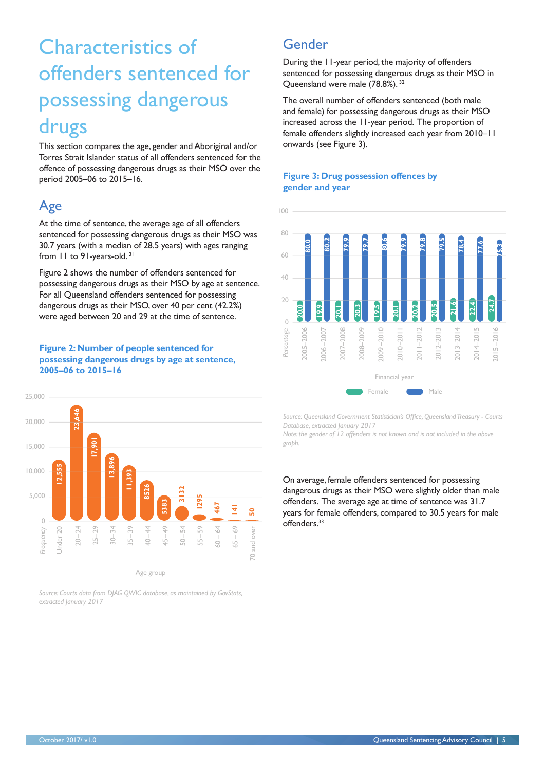# Characteristics of offenders sentenced for possessing dangerous drugs

This section compares the age, gender and Aboriginal and/or Torres Strait Islander status of all offenders sentenced for the offence of possessing dangerous drugs as their MSO over the period 2005–06 to 2015–16.

## Age

At the time of sentence, the average age of all offenders sentenced for possessing dangerous drugs as their MSO was 30.7 years (with a median of 28.5 years) with ages ranging from 11 to 91-years-old.[31]

Figure 2 shows the number of offenders sentenced for possessing dangerous drugs as their MSO by age at sentence. For all Queensland offenders sentenced for possessing dangerous drugs as their MSO, over 40 per cent (42.2%) were aged between 20 and 29 at the time of sentence.

**Figure 2: Number of people sentenced for possessing dangerous drugs by age at sentence, 2005–06 to 2015–16**

| Age group | Frequency |
|---|---|
| Under 20 | 12,555 |
| 20–24 | 23,646 |
| 25–29 | 17,901 |
| 30–34 | 13,896 |
| 35–39 | 11,393 |
| 40–44 | 8526 |
| 45–49 | 5383 |
| 50–54 | 3132 |
| 55–59 | 1295 |
| 60–64 | 467 |
| 65–69 | 141 |
| 70 and over | 50 |

*Source: Courts data from DJAG QWIC database, as maintained by GovStats, extracted January 2017*

## Gender

During the 11-year period, the majority of offenders sentenced for possessing dangerous drugs as their MSO in Queensland were male (78.8%).[32]

The overall number of offenders sentenced (both male and female) for possessing dangerous drugs as their MSO increased across the 11-year period. The proportion of female offenders slightly increased each year from 2010–11 onwards (see Figure 3).

**Figure 3: Drug possession offences by gender and year**

| Financial year | Female (%) | Male (%) |
|---|---|---|
| 2005–2006 | 20.0 | 80.0 |
| 2006–2007 | 19.9 | 80.2 |
| 2007–2008 | 20.1 | 79.9 |
| 2008–2009 | 20.3 | 79.7 |
| 2009–2010 | 19.5 | 80.6 |
| 2010–2011 | 20.1 | 79.9 |
| 2011–2012 | 20.2 | 79.8 |
| 2012–2013 | 20.5 | 79.5 |
| 2013–2014 | 21.6 | 78.4 |
| 2014–2015 | 22.4 | 77.6 |
| 2015–2016 | 24.7 | 75.3 |

*Source: Queensland Government Statistician's Office, Queensland Treasury - Courts Database, extracted January 2017*
*Note: the gender of 12 offenders is not known and is not included in the above graph.*

On average, female offenders sentenced for possessing dangerous drugs as their MSO were slightly older than male offenders. The average age at time of sentence was 31.7 years for female offenders, compared to 30.5 years for male offenders.[33]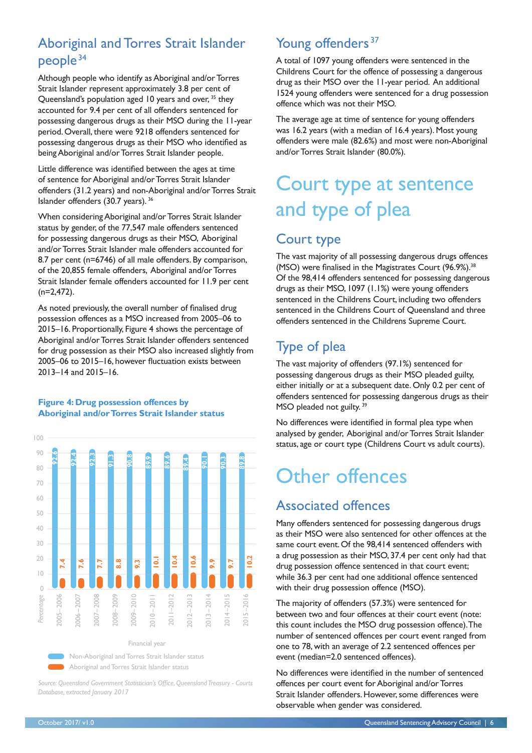## Aboriginal and Torres Strait Islander people[34]

Although people who identify as Aboriginal and/or Torres Strait Islander represent approximately 3.8 per cent of Queensland's population aged 10 years and over,[35] they accounted for 9.4 per cent of all offenders sentenced for possessing dangerous drugs as their MSO during the 11-year period. Overall, there were 9218 offenders sentenced for possessing dangerous drugs as their MSO who identified as being Aboriginal and/or Torres Strait Islander people.

Little difference was identified between the ages at time of sentence for Aboriginal and/or Torres Strait Islander offenders (31.2 years) and non-Aboriginal and/or Torres Strait Islander offenders (30.7 years).[36]

When considering Aboriginal and/or Torres Strait Islander status by gender, of the 77,547 male offenders sentenced for possessing dangerous drugs as their MSO, Aboriginal and/or Torres Strait Islander male offenders accounted for 8.7 per cent (n=6746) of all male offenders. By comparison, of the 20,855 female offenders, Aboriginal and/or Torres Strait Islander female offenders accounted for 11.9 per cent (n=2,472).

As noted previously, the overall number of finalised drug possession offences as a MSO increased from 2005–06 to 2015–16. Proportionally, Figure 4 shows the percentage of Aboriginal and/or Torres Strait Islander offenders sentenced for drug possession as their MSO also increased slightly from 2005–06 to 2015–16, however fluctuation exists between 2013–14 and 2015–16.

**Figure 4: Drug possession offences by Aboriginal and/or Torres Strait Islander status**

| Financial year | Non-Aboriginal and Torres Strait Islander status (%) | Aboriginal and Torres Strait Islander status (%) |
| --- | --- | --- |
| 2005–2006 | 92.6 | 7.4 |
| 2006–2007 | 92.4 | 7.6 |
| 2007–2008 | 92.3 | 7.7 |
| 2008–2009 | 91.3 | 8.8 |
| 2009–2010 | 90.8 | 9.3 |
| 2010–2011 | 89.9 | 10.1 |
| 2011–2012 | 89.6 | 10.4 |
| 2012–2013 | 89.4 | 10.6 |
| 2013–2014 | 90.1 | 9.9 |
| 2014–2015 | 90.3 | 9.7 |
| 2015–2016 | 89.8 | 10.2 |

*Source: Queensland Government Statistician's Office, Queensland Treasury - Courts Database, extracted January 2017*

## Young offenders[37]

A total of 1097 young offenders were sentenced in the Childrens Court for the offence of possessing a dangerous drug as their MSO over the 11-year period. An additional 1524 young offenders were sentenced for a drug possession offence which was not their MSO.

The average age at time of sentence for young offenders was 16.2 years (with a median of 16.4 years). Most young offenders were male (82.6%) and most were non-Aboriginal and/or Torres Strait Islander (80.0%).

# Court type at sentence and type of plea

## Court type

The vast majority of all possessing dangerous drugs offences (MSO) were finalised in the Magistrates Court (96.9%).[38] Of the 98,414 offenders sentenced for possessing dangerous drugs as their MSO, 1097 (1.1%) were young offenders sentenced in the Childrens Court, including two offenders sentenced in the Childrens Court of Queensland and three offenders sentenced in the Childrens Supreme Court.

## Type of plea

The vast majority of offenders (97.1%) sentenced for possessing dangerous drugs as their MSO pleaded guilty, either initially or at a subsequent date. Only 0.2 per cent of offenders sentenced for possessing dangerous drugs as their MSO pleaded not guilty.[39]

No differences were identified in formal plea type when analysed by gender, Aboriginal and/or Torres Strait Islander status, age or court type (Childrens Court vs adult courts).

# Other offences

## Associated offences

Many offenders sentenced for possessing dangerous drugs as their MSO were also sentenced for other offences at the same court event. Of the 98,414 sentenced offenders with a drug possession as their MSO, 37.4 per cent only had that drug possession offence sentenced in that court event; while 36.3 per cent had one additional offence sentenced with their drug possession offence (MSO).

The majority of offenders (57.3%) were sentenced for between two and four offences at their court event (note: this count includes the MSO drug possession offence). The number of sentenced offences per court event ranged from one to 78, with an average of 2.2 sentenced offences per event (median=2.0 sentenced offences).

No differences were identified in the number of sentenced offences per court event for Aboriginal and/or Torres Strait Islander offenders. However, some differences were observable when gender was considered.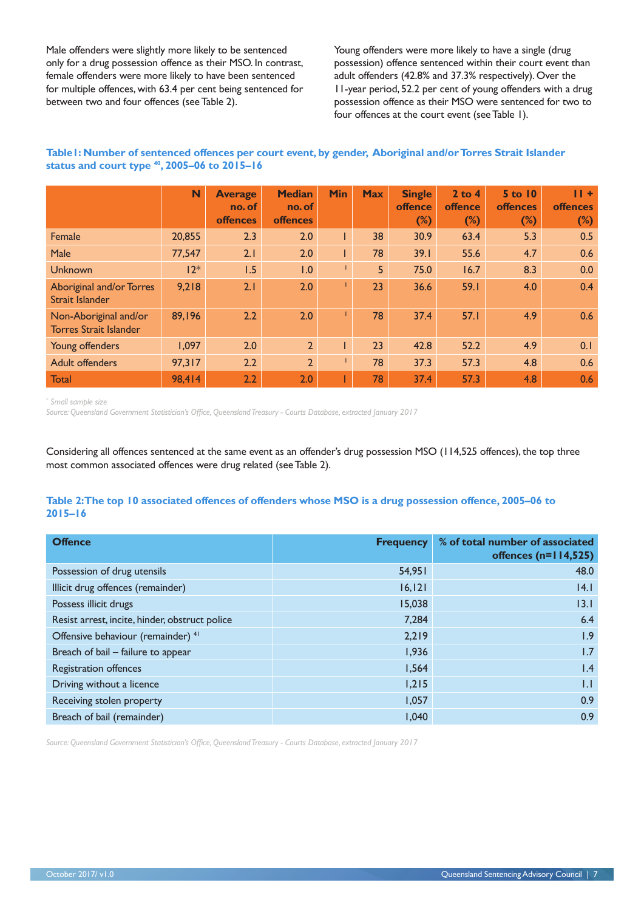Male offenders were slightly more likely to be sentenced only for a drug possession offence as their MSO. In contrast, female offenders were more likely to have been sentenced for multiple offences, with 63.4 per cent being sentenced for between two and four offences (see Table 2).

Young offenders were more likely to have a single (drug possession) offence sentenced within their court event than adult offenders (42.8% and 37.3% respectively). Over the 11-year period, 52.2 per cent of young offenders with a drug possession offence as their MSO were sentenced for two to four offences at the court event (see Table 1).

**Table1: Number of sentenced offences per court event, by gender, Aboriginal and/or Torres Strait Islander status and court type [40], 2005–06 to 2015–16**

| | N | Average no. of offences | Median no. of offences | Min | Max | Single offence (%) | 2 to 4 offence (%) | 5 to 10 offences (%) | 11 + offences (%) |
|---|---|---|---|---|---|---|---|---|---|
| Female | 20,855 | 2.3 | 2.0 | 1 | 38 | 30.9 | 63.4 | 5.3 | 0.5 |
| Male | 77,547 | 2.1 | 2.0 | 1 | 78 | 39.1 | 55.6 | 4.7 | 0.6 |
| Unknown | 12* | 1.5 | 1.0 | 1 | 5 | 75.0 | 16.7 | 8.3 | 0.0 |
| Aboriginal and/or Torres Strait Islander | 9,218 | 2.1 | 2.0 | 1 | 23 | 36.6 | 59.1 | 4.0 | 0.4 |
| Non-Aboriginal and/or Torres Strait Islander | 89,196 | 2.2 | 2.0 | 1 | 78 | 37.4 | 57.1 | 4.9 | 0.6 |
| Young offenders | 1,097 | 2.0 | 2 | 1 | 23 | 42.8 | 52.2 | 4.9 | 0.1 |
| Adult offenders | 97,317 | 2.2 | 2 | 1 | 78 | 37.3 | 57.3 | 4.8 | 0.6 |
| Total | 98,414 | 2.2 | 2.0 | 1 | 78 | 37.4 | 57.3 | 4.8 | 0.6 |

*\* Small sample size*
*Source: Queensland Government Statistician's Office, Queensland Treasury - Courts Database, extracted January 2017*

Considering all offences sentenced at the same event as an offender's drug possession MSO (114,525 offences), the top three most common associated offences were drug related (see Table 2).

**Table 2: The top 10 associated offences of offenders whose MSO is a drug possession offence, 2005–06 to 2015–16**

| Offence | Frequency | % of total number of associated offences (n=114,525) |
|---|---|---|
| Possession of drug utensils | 54,951 | 48.0 |
| Illicit drug offences (remainder) | 16,121 | 14.1 |
| Possess illicit drugs | 15,038 | 13.1 |
| Resist arrest, incite, hinder, obstruct police | 7,284 | 6.4 |
| Offensive behaviour (remainder) [41] | 2,219 | 1.9 |
| Breach of bail – failure to appear | 1,936 | 1.7 |
| Registration offences | 1,564 | 1.4 |
| Driving without a licence | 1,215 | 1.1 |
| Receiving stolen property | 1,057 | 0.9 |
| Breach of bail (remainder) | 1,040 | 0.9 |

*Source: Queensland Government Statistician's Office, Queensland Treasury - Courts Database, extracted January 2017*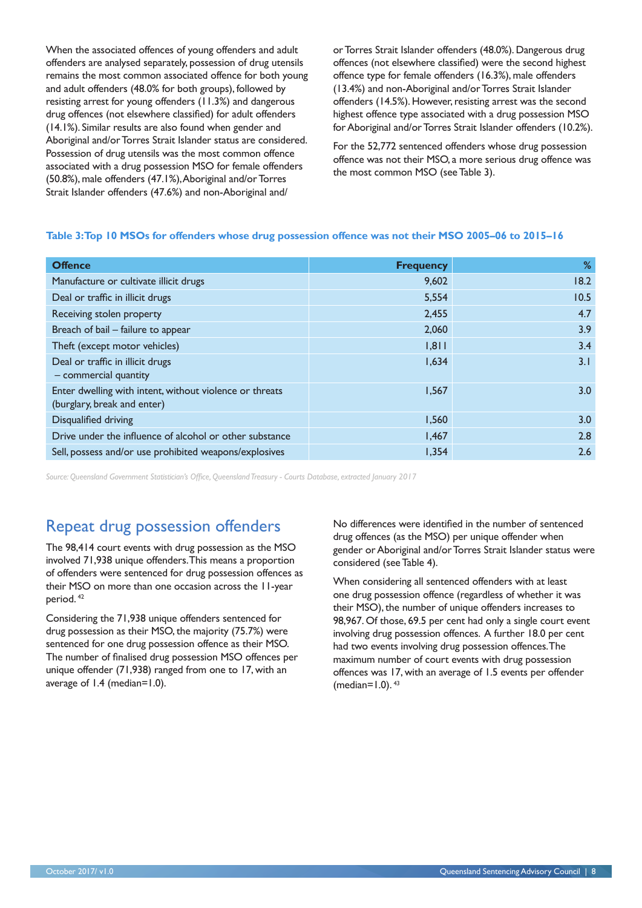When the associated offences of young offenders and adult offenders are analysed separately, possession of drug utensils remains the most common associated offence for both young and adult offenders (48.0% for both groups), followed by resisting arrest for young offenders (11.3%) and dangerous drug offences (not elsewhere classified) for adult offenders (14.1%). Similar results are also found when gender and Aboriginal and/or Torres Strait Islander status are considered. Possession of drug utensils was the most common offence associated with a drug possession MSO for female offenders (50.8%), male offenders (47.1%), Aboriginal and/or Torres Strait Islander offenders (47.6%) and non-Aboriginal and/or Torres Strait Islander offenders (48.0%). Dangerous drug offences (not elsewhere classified) were the second highest offence type for female offenders (16.3%), male offenders (13.4%) and non-Aboriginal and/or Torres Strait Islander offenders (14.5%). However, resisting arrest was the second highest offence type associated with a drug possession MSO for Aboriginal and/or Torres Strait Islander offenders (10.2%).

For the 52,772 sentenced offenders whose drug possession offence was not their MSO, a more serious drug offence was the most common MSO (see Table 3).

**Table 3: Top 10 MSOs for offenders whose drug possession offence was not their MSO 2005–06 to 2015–16**

| Offence | Frequency | % |
|---|---|---|
| Manufacture or cultivate illicit drugs | 9,602 | 18.2 |
| Deal or traffic in illicit drugs | 5,554 | 10.5 |
| Receiving stolen property | 2,455 | 4.7 |
| Breach of bail – failure to appear | 2,060 | 3.9 |
| Theft (except motor vehicles) | 1,811 | 3.4 |
| Deal or traffic in illicit drugs – commercial quantity | 1,634 | 3.1 |
| Enter dwelling with intent, without violence or threats (burglary, break and enter) | 1,567 | 3.0 |
| Disqualified driving | 1,560 | 3.0 |
| Drive under the influence of alcohol or other substance | 1,467 | 2.8 |
| Sell, possess and/or use prohibited weapons/explosives | 1,354 | 2.6 |

*Source: Queensland Government Statistician's Office, Queensland Treasury - Courts Database, extracted January 2017*

## Repeat drug possession offenders

The 98,414 court events with drug possession as the MSO involved 71,938 unique offenders. This means a proportion of offenders were sentenced for drug possession offences as their MSO on more than one occasion across the 11-year period.[42]

Considering the 71,938 unique offenders sentenced for drug possession as their MSO, the majority (75.7%) were sentenced for one drug possession offence as their MSO. The number of finalised drug possession MSO offences per unique offender (71,938) ranged from one to 17, with an average of 1.4 (median=1.0).

No differences were identified in the number of sentenced drug offences (as the MSO) per unique offender when gender or Aboriginal and/or Torres Strait Islander status were considered (see Table 4).

When considering all sentenced offenders with at least one drug possession offence (regardless of whether it was their MSO), the number of unique offenders increases to 98,967. Of those, 69.5 per cent had only a single court event involving drug possession offences. A further 18.0 per cent had two events involving drug possession offences. The maximum number of court events with drug possession offences was 17, with an average of 1.5 events per offender (median=1.0).[43]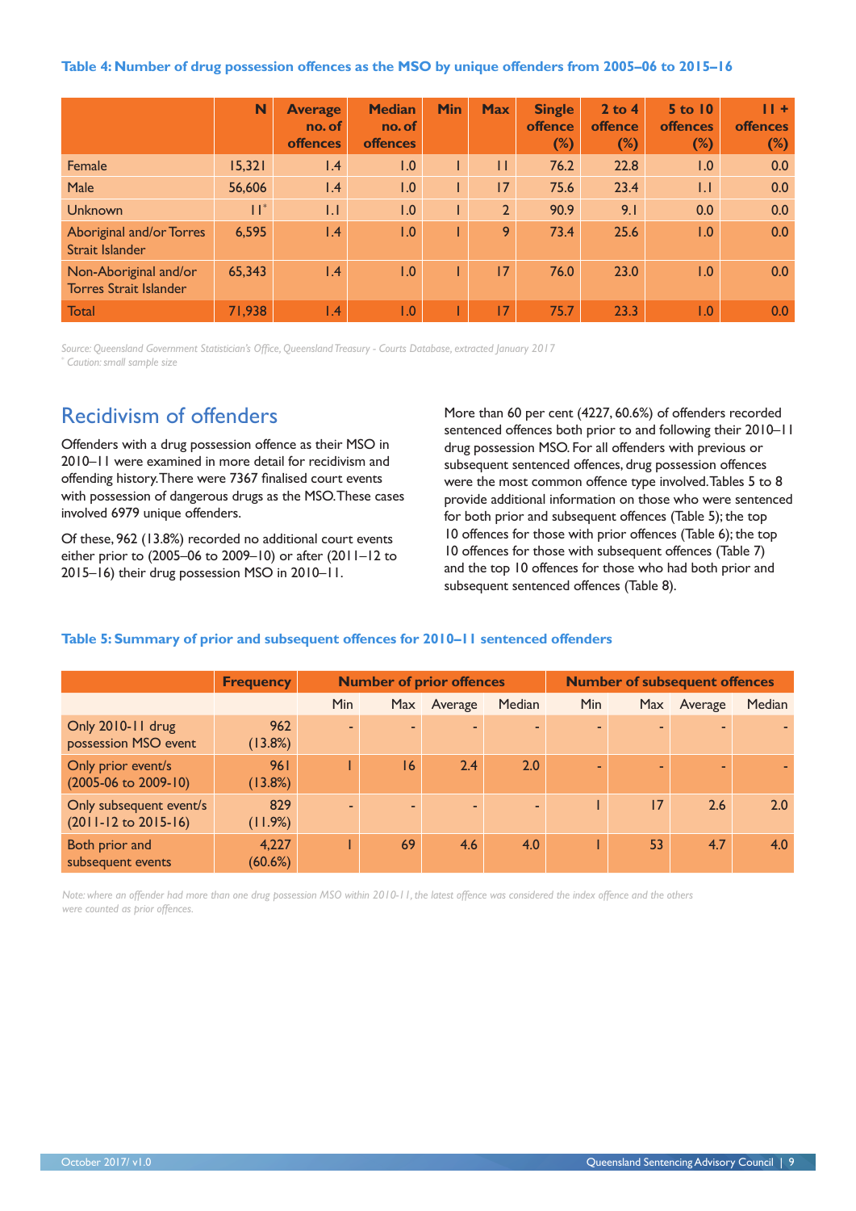**Table 4: Number of drug possession offences as the MSO by unique offenders from 2005–06 to 2015–16**

| | N | Average no. of offences | Median no. of offences | Min | Max | Single offence (%) | 2 to 4 offence (%) | 5 to 10 offences (%) | 11 + offences (%) |
|---|---|---|---|---|---|---|---|---|---|
| Female | 15,321 | 1.4 | 1.0 | 1 | 11 | 76.2 | 22.8 | 1.0 | 0.0 |
| Male | 56,606 | 1.4 | 1.0 | 1 | 17 | 75.6 | 23.4 | 1.1 | 0.0 |
| Unknown | 11* | 1.1 | 1.0 | 1 | 2 | 90.9 | 9.1 | 0.0 | 0.0 |
| Aboriginal and/or Torres Strait Islander | 6,595 | 1.4 | 1.0 | 1 | 9 | 73.4 | 25.6 | 1.0 | 0.0 |
| Non-Aboriginal and/or Torres Strait Islander | 65,343 | 1.4 | 1.0 | 1 | 17 | 76.0 | 23.0 | 1.0 | 0.0 |
| Total | 71,938 | 1.4 | 1.0 | 1 | 17 | 75.7 | 23.3 | 1.0 | 0.0 |

*Source: Queensland Government Statistician's Office, Queensland Treasury - Courts Database, extracted January 2017*
*\* Caution: small sample size*

## Recidivism of offenders

Offenders with a drug possession offence as their MSO in 2010–11 were examined in more detail for recidivism and offending history. There were 7367 finalised court events with possession of dangerous drugs as the MSO. These cases involved 6979 unique offenders.

Of these, 962 (13.8%) recorded no additional court events either prior to (2005–06 to 2009–10) or after (2011–12 to 2015–16) their drug possession MSO in 2010–11.

More than 60 per cent (4227, 60.6%) of offenders recorded sentenced offences both prior to and following their 2010–11 drug possession MSO. For all offenders with previous or subsequent sentenced offences, drug possession offences were the most common offence type involved. Tables 5 to 8 provide additional information on those who were sentenced for both prior and subsequent offences (Table 5); the top 10 offences for those with prior offences (Table 6); the top 10 offences for those with subsequent offences (Table 7) and the top 10 offences for those who had both prior and subsequent sentenced offences (Table 8).

**Table 5: Summary of prior and subsequent offences for 2010–11 sentenced offenders**

| | Frequency | Number of prior offences | | | | Number of subsequent offences | | | |
|---|---|---|---|---|---|---|---|---|---|
| | | Min | Max | Average | Median | Min | Max | Average | Median |
| Only 2010-11 drug possession MSO event | 962 (13.8%) | - | - | - | - | - | - | - | - |
| Only prior event/s (2005-06 to 2009-10) | 961 (13.8%) | 1 | 16 | 2.4 | 2.0 | - | - | - | - |
| Only subsequent event/s (2011-12 to 2015-16) | 829 (11.9%) | - | - | - | - | 1 | 17 | 2.6 | 2.0 |
| Both prior and subsequent events | 4,227 (60.6%) | 1 | 69 | 4.6 | 4.0 | 1 | 53 | 4.7 | 4.0 |

*Note: where an offender had more than one drug possession MSO within 2010-11, the latest offence was considered the index offence and the others were counted as prior offences.*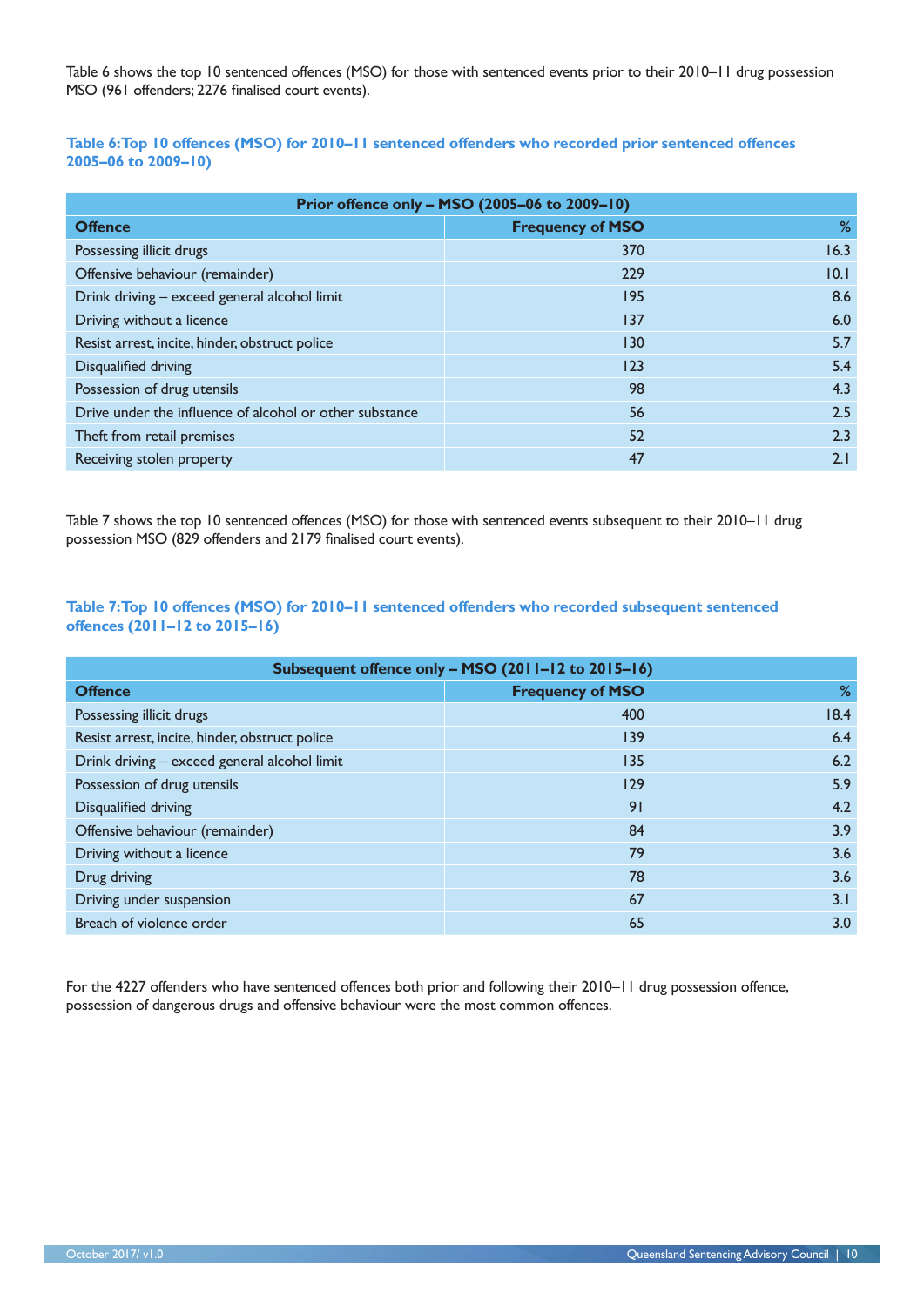Table 6 shows the top 10 sentenced offences (MSO) for those with sentenced events prior to their 2010–11 drug possession MSO (961 offenders; 2276 finalised court events).

### Table 6: Top 10 offences (MSO) for 2010–11 sentenced offenders who recorded prior sentenced offences 2005–06 to 2009–10)

| Prior offence only – MSO (2005–06 to 2009–10) | | |
|---|---|---|
| **Offence** | **Frequency of MSO** | **%** |
| Possessing illicit drugs | 370 | 16.3 |
| Offensive behaviour (remainder) | 229 | 10.1 |
| Drink driving – exceed general alcohol limit | 195 | 8.6 |
| Driving without a licence | 137 | 6.0 |
| Resist arrest, incite, hinder, obstruct police | 130 | 5.7 |
| Disqualified driving | 123 | 5.4 |
| Possession of drug utensils | 98 | 4.3 |
| Drive under the influence of alcohol or other substance | 56 | 2.5 |
| Theft from retail premises | 52 | 2.3 |
| Receiving stolen property | 47 | 2.1 |

Table 7 shows the top 10 sentenced offences (MSO) for those with sentenced events subsequent to their 2010–11 drug possession MSO (829 offenders and 2179 finalised court events).

### Table 7: Top 10 offences (MSO) for 2010–11 sentenced offenders who recorded subsequent sentenced offences (2011–12 to 2015–16)

| Subsequent offence only – MSO (2011–12 to 2015–16) | | |
|---|---|---|
| **Offence** | **Frequency of MSO** | **%** |
| Possessing illicit drugs | 400 | 18.4 |
| Resist arrest, incite, hinder, obstruct police | 139 | 6.4 |
| Drink driving – exceed general alcohol limit | 135 | 6.2 |
| Possession of drug utensils | 129 | 5.9 |
| Disqualified driving | 91 | 4.2 |
| Offensive behaviour (remainder) | 84 | 3.9 |
| Driving without a licence | 79 | 3.6 |
| Drug driving | 78 | 3.6 |
| Driving under suspension | 67 | 3.1 |
| Breach of violence order | 65 | 3.0 |

For the 4227 offenders who have sentenced offences both prior and following their 2010–11 drug possession offence, possession of dangerous drugs and offensive behaviour were the most common offences.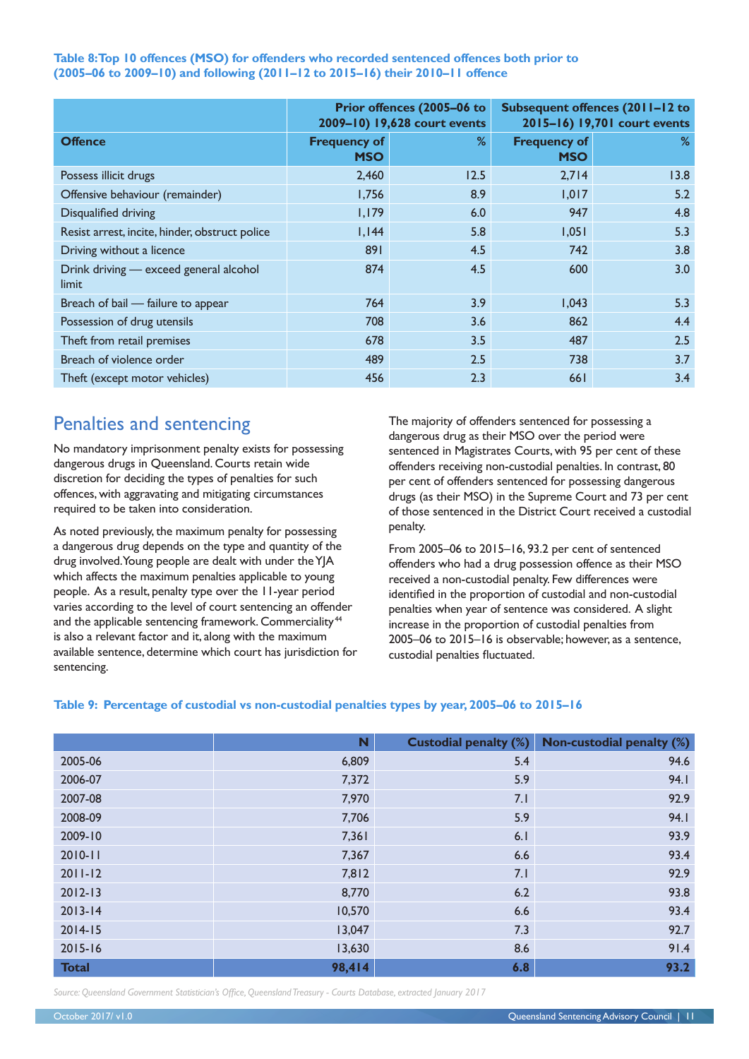**Table 8: Top 10 offences (MSO) for offenders who recorded sentenced offences both prior to (2005–06 to 2009–10) and following (2011–12 to 2015–16) their 2010–11 offence**

| | Prior offences (2005–06 to 2009–10) 19,628 court events | | Subsequent offences (2011–12 to 2015–16) 19,701 court events | |
|---|---|---|---|---|
| **Offence** | **Frequency of MSO** | **%** | **Frequency of MSO** | **%** |
| Possess illicit drugs | 2,460 | 12.5 | 2,714 | 13.8 |
| Offensive behaviour (remainder) | 1,756 | 8.9 | 1,017 | 5.2 |
| Disqualified driving | 1,179 | 6.0 | 947 | 4.8 |
| Resist arrest, incite, hinder, obstruct police | 1,144 | 5.8 | 1,051 | 5.3 |
| Driving without a licence | 891 | 4.5 | 742 | 3.8 |
| Drink driving — exceed general alcohol limit | 874 | 4.5 | 600 | 3.0 |
| Breach of bail — failure to appear | 764 | 3.9 | 1,043 | 5.3 |
| Possession of drug utensils | 708 | 3.6 | 862 | 4.4 |
| Theft from retail premises | 678 | 3.5 | 487 | 2.5 |
| Breach of violence order | 489 | 2.5 | 738 | 3.7 |
| Theft (except motor vehicles) | 456 | 2.3 | 661 | 3.4 |

## Penalties and sentencing

No mandatory imprisonment penalty exists for possessing dangerous drugs in Queensland. Courts retain wide discretion for deciding the types of penalties for such offences, with aggravating and mitigating circumstances required to be taken into consideration.

As noted previously, the maximum penalty for possessing a dangerous drug depends on the type and quantity of the drug involved. Young people are dealt with under the YJA which affects the maximum penalties applicable to young people. As a result, penalty type over the 11-year period varies according to the level of court sentencing an offender and the applicable sentencing framework. Commerciality[44] is also a relevant factor and it, along with the maximum available sentence, determine which court has jurisdiction for sentencing.

The majority of offenders sentenced for possessing a dangerous drug as their MSO over the period were sentenced in Magistrates Courts, with 95 per cent of these offenders receiving non-custodial penalties. In contrast, 80 per cent of offenders sentenced for possessing dangerous drugs (as their MSO) in the Supreme Court and 73 per cent of those sentenced in the District Court received a custodial penalty.

From 2005–06 to 2015–16, 93.2 per cent of sentenced offenders who had a drug possession offence as their MSO received a non-custodial penalty. Few differences were identified in the proportion of custodial and non-custodial penalties when year of sentence was considered. A slight increase in the proportion of custodial penalties from 2005–06 to 2015–16 is observable; however, as a sentence, custodial penalties fluctuated.

**Table 9: Percentage of custodial vs non-custodial penalties types by year, 2005–06 to 2015–16**

| | N | Custodial penalty (%) | Non-custodial penalty (%) |
|---|---|---|---|
| 2005-06 | 6,809 | 5.4 | 94.6 |
| 2006-07 | 7,372 | 5.9 | 94.1 |
| 2007-08 | 7,970 | 7.1 | 92.9 |
| 2008-09 | 7,706 | 5.9 | 94.1 |
| 2009-10 | 7,361 | 6.1 | 93.9 |
| 2010-11 | 7,367 | 6.6 | 93.4 |
| 2011-12 | 7,812 | 7.1 | 92.9 |
| 2012-13 | 8,770 | 6.2 | 93.8 |
| 2013-14 | 10,570 | 6.6 | 93.4 |
| 2014-15 | 13,047 | 7.3 | 92.7 |
| 2015-16 | 13,630 | 8.6 | 91.4 |
| **Total** | **98,414** | **6.8** | **93.2** |

*Source: Queensland Government Statistician's Office, Queensland Treasury - Courts Database, extracted January 2017*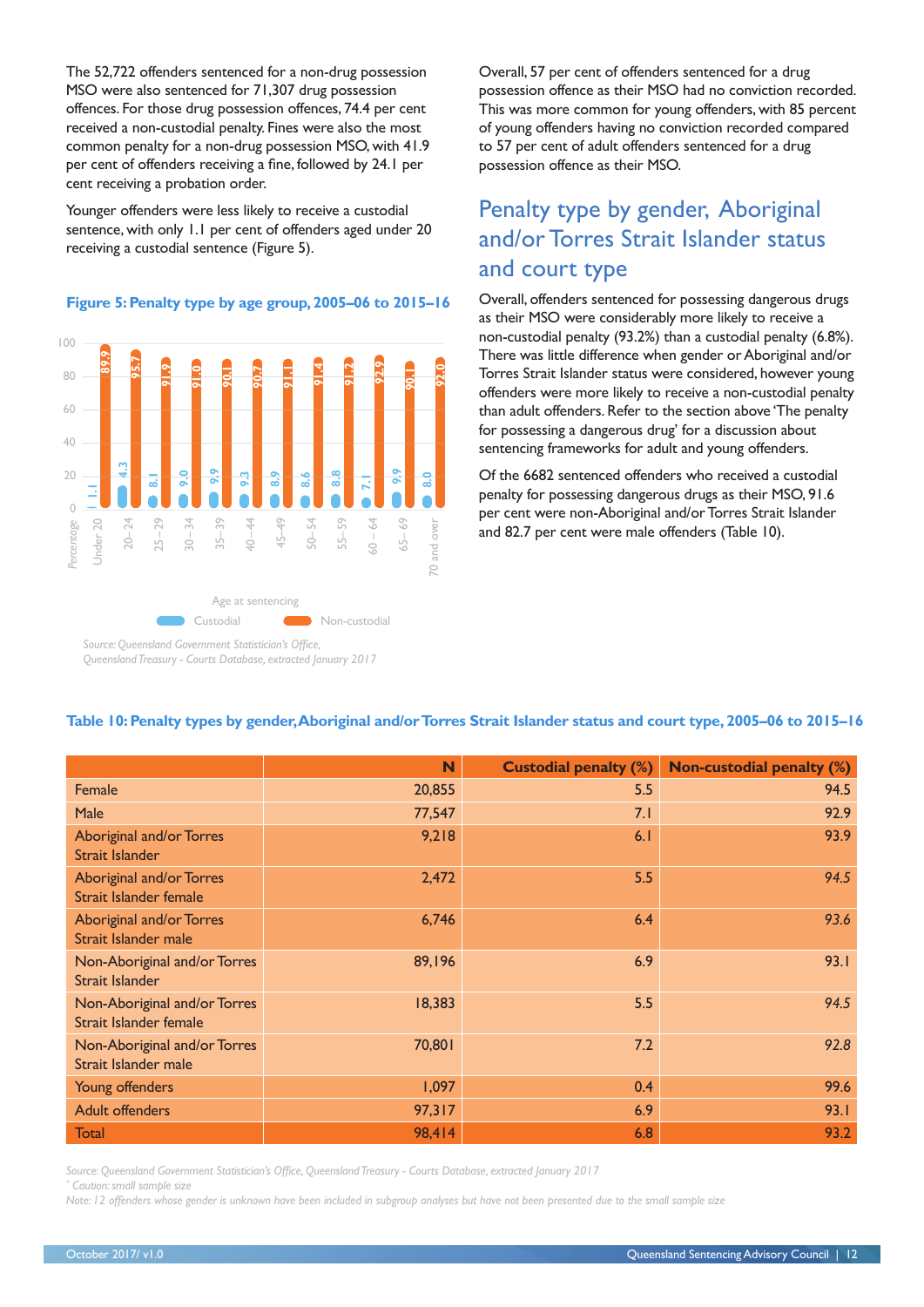The 52,722 offenders sentenced for a non-drug possession MSO were also sentenced for 71,307 drug possession offences. For those drug possession offences, 74.4 per cent received a non-custodial penalty. Fines were also the most common penalty for a non-drug possession MSO, with 41.9 per cent of offenders receiving a fine, followed by 24.1 per cent receiving a probation order.

Younger offenders were less likely to receive a custodial sentence, with only 1.1 per cent of offenders aged under 20 receiving a custodial sentence (Figure 5).

**Figure 5: Penalty type by age group, 2005–06 to 2015–16**

| Age at sentencing | Custodial (%) | Non-custodial (%) |
|---|---|---|
| Under 20 | 1.1 | 89.9 |
| 20–24 | 4.3 | 95.7 |
| 25–29 | 8.1 | 91.9 |
| 30–34 | 9.0 | 91.0 |
| 35–39 | 9.9 | 90.1 |
| 40–44 | 9.3 | 90.7 |
| 45–49 | 8.9 | 91.1 |
| 50–54 | 8.6 | 91.4 |
| 55–59 | 8.8 | 91.2 |
| 60 – 64 | 7.1 | 92.9 |
| 65– 69 | 9.9 | 90.1 |
| 70 and over | 8.0 | 92.0 |

*Source: Queensland Government Statistician's Office, Queensland Treasury - Courts Database, extracted January 2017*

Overall, 57 per cent of offenders sentenced for a drug possession offence as their MSO had no conviction recorded. This was more common for young offenders, with 85 percent of young offenders having no conviction recorded compared to 57 per cent of adult offenders sentenced for a drug possession offence as their MSO.

## Penalty type by gender, Aboriginal and/or Torres Strait Islander status and court type

Overall, offenders sentenced for possessing dangerous drugs as their MSO were considerably more likely to receive a non-custodial penalty (93.2%) than a custodial penalty (6.8%). There was little difference when gender or Aboriginal and/or Torres Strait Islander status were considered, however young offenders were more likely to receive a non-custodial penalty than adult offenders. Refer to the section above 'The penalty for possessing a dangerous drug' for a discussion about sentencing frameworks for adult and young offenders.

Of the 6682 sentenced offenders who received a custodial penalty for possessing dangerous drugs as their MSO, 91.6 per cent were non-Aboriginal and/or Torres Strait Islander and 82.7 per cent were male offenders (Table 10).

**Table 10: Penalty types by gender, Aboriginal and/or Torres Strait Islander status and court type, 2005–06 to 2015–16**

| | N | Custodial penalty (%) | Non-custodial penalty (%) |
|---|---|---|---|
| Female | 20,855 | 5.5 | 94.5 |
| Male | 77,547 | 7.1 | 92.9 |
| Aboriginal and/or Torres Strait Islander | 9,218 | 6.1 | 93.9 |
| Aboriginal and/or Torres Strait Islander female | 2,472 | 5.5 | 94.5 |
| Aboriginal and/or Torres Strait Islander male | 6,746 | 6.4 | 93.6 |
| Non-Aboriginal and/or Torres Strait Islander | 89,196 | 6.9 | 93.1 |
| Non-Aboriginal and/or Torres Strait Islander female | 18,383 | 5.5 | 94.5 |
| Non-Aboriginal and/or Torres Strait Islander male | 70,801 | 7.2 | 92.8 |
| Young offenders | 1,097 | 0.4 | 99.6 |
| Adult offenders | 97,317 | 6.9 | 93.1 |
| Total | 98,414 | 6.8 | 93.2 |

*Source: Queensland Government Statistician's Office, Queensland Treasury - Courts Database, extracted January 2017*

*\* Caution: small sample size*

*Note: 12 offenders whose gender is unknown have been included in subgroup analyses but have not been presented due to the small sample size*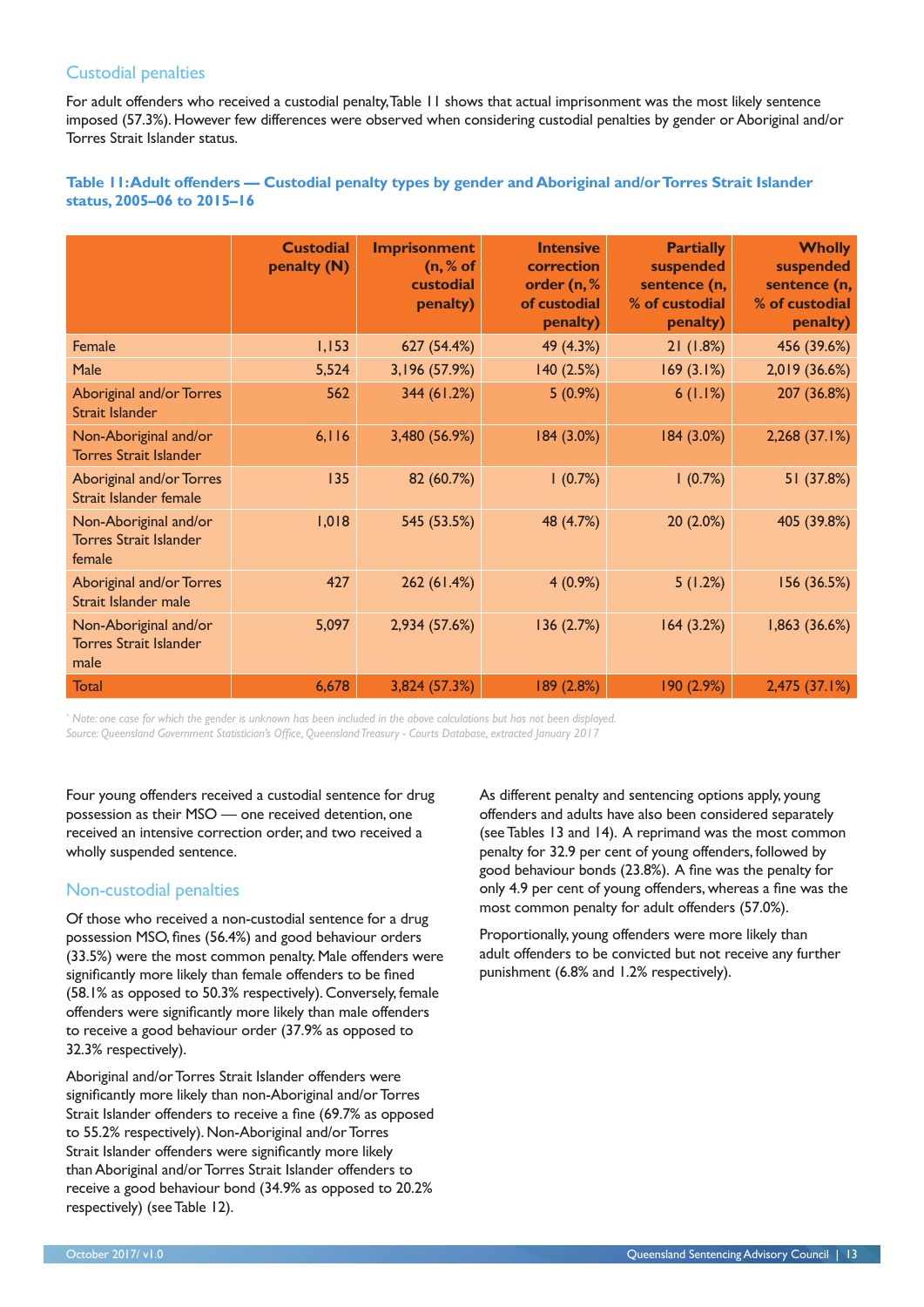## Custodial penalties

For adult offenders who received a custodial penalty, Table 11 shows that actual imprisonment was the most likely sentence imposed (57.3%). However few differences were observed when considering custodial penalties by gender or Aboriginal and/or Torres Strait Islander status.

**Table 11: Adult offenders — Custodial penalty types by gender and Aboriginal and/or Torres Strait Islander status, 2005–06 to 2015–16**

| | Custodial penalty (N) | Imprisonment (n, % of custodial penalty) | Intensive correction order (n, % of custodial penalty) | Partially suspended sentence (n, % of custodial penalty) | Wholly suspended sentence (n, % of custodial penalty) |
|---|---|---|---|---|---|
| Female | 1,153 | 627 (54.4%) | 49 (4.3%) | 21 (1.8%) | 456 (39.6%) |
| Male | 5,524 | 3,196 (57.9%) | 140 (2.5%) | 169 (3.1%) | 2,019 (36.6%) |
| Aboriginal and/or Torres Strait Islander | 562 | 344 (61.2%) | 5 (0.9%) | 6 (1.1%) | 207 (36.8%) |
| Non-Aboriginal and/or Torres Strait Islander | 6,116 | 3,480 (56.9%) | 184 (3.0%) | 184 (3.0%) | 2,268 (37.1%) |
| Aboriginal and/or Torres Strait Islander female | 135 | 82 (60.7%) | 1 (0.7%) | 1 (0.7%) | 51 (37.8%) |
| Non-Aboriginal and/or Torres Strait Islander female | 1,018 | 545 (53.5%) | 48 (4.7%) | 20 (2.0%) | 405 (39.8%) |
| Aboriginal and/or Torres Strait Islander male | 427 | 262 (61.4%) | 4 (0.9%) | 5 (1.2%) | 156 (36.5%) |
| Non-Aboriginal and/or Torres Strait Islander male | 5,097 | 2,934 (57.6%) | 136 (2.7%) | 164 (3.2%) | 1,863 (36.6%) |
| Total | 6,678 | 3,824 (57.3%) | 189 (2.8%) | 190 (2.9%) | 2,475 (37.1%) |

*\* Note: one case for which the gender is unknown has been included in the above calculations but has not been displayed.*
*Source: Queensland Government Statistician's Office, Queensland Treasury - Courts Database, extracted January 2017*

Four young offenders received a custodial sentence for drug possession as their MSO — one received detention, one received an intensive correction order, and two received a wholly suspended sentence.

## Non-custodial penalties

Of those who received a non-custodial sentence for a drug possession MSO, fines (56.4%) and good behaviour orders (33.5%) were the most common penalty. Male offenders were significantly more likely than female offenders to be fined (58.1% as opposed to 50.3% respectively). Conversely, female offenders were significantly more likely than male offenders to receive a good behaviour order (37.9% as opposed to 32.3% respectively).

Aboriginal and/or Torres Strait Islander offenders were significantly more likely than non-Aboriginal and/or Torres Strait Islander offenders to receive a fine (69.7% as opposed to 55.2% respectively). Non-Aboriginal and/or Torres Strait Islander offenders were significantly more likely than Aboriginal and/or Torres Strait Islander offenders to receive a good behaviour bond (34.9% as opposed to 20.2% respectively) (see Table 12).

As different penalty and sentencing options apply, young offenders and adults have also been considered separately (see Tables 13 and 14). A reprimand was the most common penalty for 32.9 per cent of young offenders, followed by good behaviour bonds (23.8%). A fine was the penalty for only 4.9 per cent of young offenders, whereas a fine was the most common penalty for adult offenders (57.0%).

Proportionally, young offenders were more likely than adult offenders to be convicted but not receive any further punishment (6.8% and 1.2% respectively).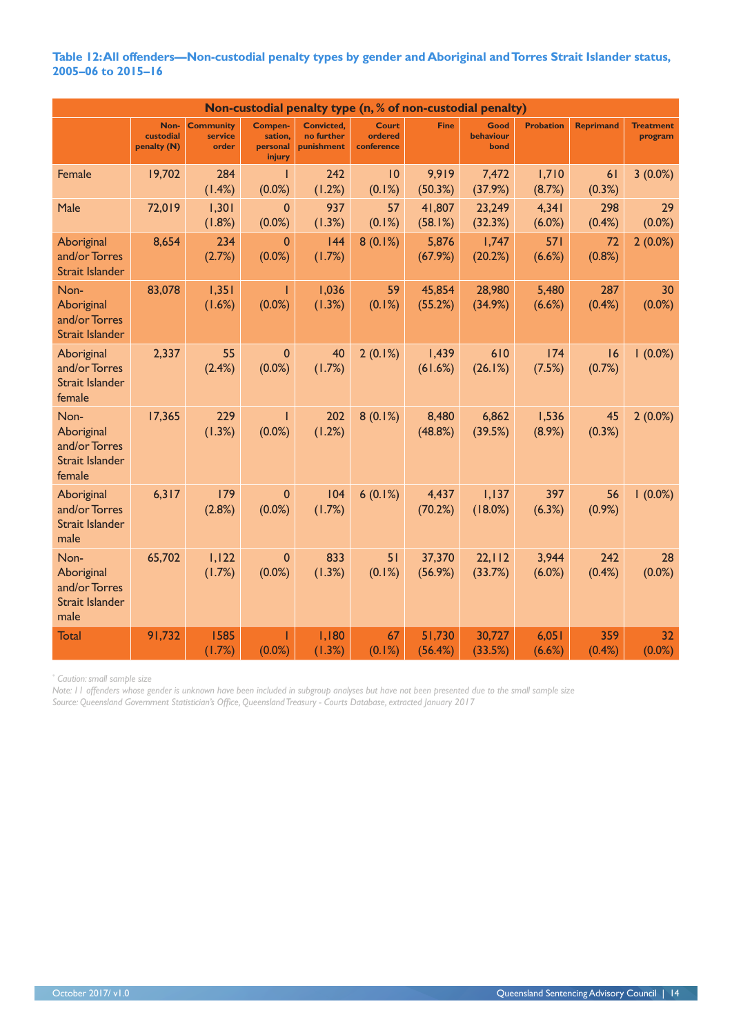**Table 12: All offenders—Non-custodial penalty types by gender and Aboriginal and Torres Strait Islander status, 2005–06 to 2015–16**

| | Non-custodial penalty type (n, % of non-custodial penalty) | | | | | | | | | |
|---|---|---|---|---|---|---|---|---|---|---|
| | Non-custodial penalty (N) | Community service order | Compensation, personal injury | Convicted, no further punishment | Court ordered conference | Fine | Good behaviour bond | Probation | Reprimand | Treatment program |
| Female | 19,702 | 284 (1.4%) | 1 (0.0%) | 242 (1.2%) | 10 (0.1%) | 9,919 (50.3%) | 7,472 (37.9%) | 1,710 (8.7%) | 61 (0.3%) | 3 (0.0%) |
| Male | 72,019 | 1,301 (1.8%) | 0 (0.0%) | 937 (1.3%) | 57 (0.1%) | 41,807 (58.1%) | 23,249 (32.3%) | 4,341 (6.0%) | 298 (0.4%) | 29 (0.0%) |
| Aboriginal and/or Torres Strait Islander | 8,654 | 234 (2.7%) | 0 (0.0%) | 144 (1.7%) | 8 (0.1%) | 5,876 (67.9%) | 1,747 (20.2%) | 571 (6.6%) | 72 (0.8%) | 2 (0.0%) |
| Non-Aboriginal and/or Torres Strait Islander | 83,078 | 1,351 (1.6%) | 1 (0.0%) | 1,036 (1.3%) | 59 (0.1%) | 45,854 (55.2%) | 28,980 (34.9%) | 5,480 (6.6%) | 287 (0.4%) | 30 (0.0%) |
| Aboriginal and/or Torres Strait Islander female | 2,337 | 55 (2.4%) | 0 (0.0%) | 40 (1.7%) | 2 (0.1%) | 1,439 (61.6%) | 610 (26.1%) | 174 (7.5%) | 16 (0.7%) | 1 (0.0%) |
| Non-Aboriginal and/or Torres Strait Islander female | 17,365 | 229 (1.3%) | 1 (0.0%) | 202 (1.2%) | 8 (0.1%) | 8,480 (48.8%) | 6,862 (39.5%) | 1,536 (8.9%) | 45 (0.3%) | 2 (0.0%) |
| Aboriginal and/or Torres Strait Islander male | 6,317 | 179 (2.8%) | 0 (0.0%) | 104 (1.7%) | 6 (0.1%) | 4,437 (70.2%) | 1,137 (18.0%) | 397 (6.3%) | 56 (0.9%) | 1 (0.0%) |
| Non-Aboriginal and/or Torres Strait Islander male | 65,702 | 1,122 (1.7%) | 0 (0.0%) | 833 (1.3%) | 51 (0.1%) | 37,370 (56.9%) | 22,112 (33.7%) | 3,944 (6.0%) | 242 (0.4%) | 28 (0.0%) |
| Total | 91,732 | 1585 (1.7%) | 1 (0.0%) | 1,180 (1.3%) | 67 (0.1%) | 51,730 (56.4%) | 30,727 (33.5%) | 6,051 (6.6%) | 359 (0.4%) | 32 (0.0%) |

*\* Caution: small sample size*

*Note: 11 offenders whose gender is unknown have been included in subgroup analyses but have not been presented due to the small sample size*

*Source: Queensland Government Statistician's Office, Queensland Treasury - Courts Database, extracted January 2017*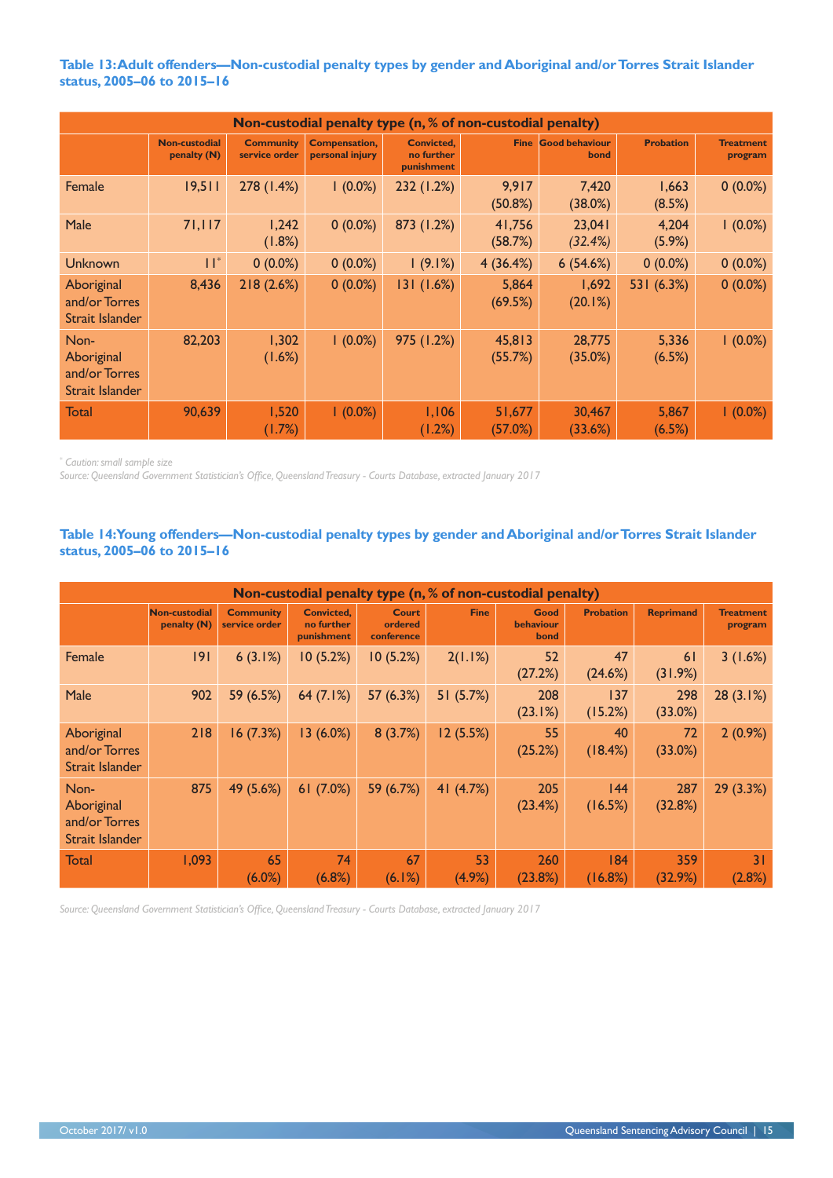**Table 13: Adult offenders—Non-custodial penalty types by gender and Aboriginal and/or Torres Strait Islander status, 2005–06 to 2015–16**

| | Non-custodial penalty type (n, % of non-custodial penalty) | | | | | | | |
|---|---|---|---|---|---|---|---|---|
| | Non-custodial penalty (N) | Community service order | Compensation, personal injury | Convicted, no further punishment | Fine | Good behaviour bond | Probation | Treatment program |
| Female | 19,511 | 278 (1.4%) | 1 (0.0%) | 232 (1.2%) | 9,917 (50.8%) | 7,420 (38.0%) | 1,663 (8.5%) | 0 (0.0%) |
| Male | 71,117 | 1,242 (1.8%) | 0 (0.0%) | 873 (1.2%) | 41,756 (58.7%) | 23,041 (32.4%) | 4,204 (5.9%) | 1 (0.0%) |
| Unknown | 11* | 0 (0.0%) | 0 (0.0%) | 1 (9.1%) | 4 (36.4%) | 6 (54.6%) | 0 (0.0%) | 0 (0.0%) |
| Aboriginal and/or Torres Strait Islander | 8,436 | 218 (2.6%) | 0 (0.0%) | 131 (1.6%) | 5,864 (69.5%) | 1,692 (20.1%) | 531 (6.3%) | 0 (0.0%) |
| Non-Aboriginal and/or Torres Strait Islander | 82,203 | 1,302 (1.6%) | 1 (0.0%) | 975 (1.2%) | 45,813 (55.7%) | 28,775 (35.0%) | 5,336 (6.5%) | 1 (0.0%) |
| Total | 90,639 | 1,520 (1.7%) | 1 (0.0%) | 1,106 (1.2%) | 51,677 (57.0%) | 30,467 (33.6%) | 5,867 (6.5%) | 1 (0.0%) |

\* *Caution: small sample size*

*Source: Queensland Government Statistician's Office, Queensland Treasury - Courts Database, extracted January 2017*

**Table 14: Young offenders—Non-custodial penalty types by gender and Aboriginal and/or Torres Strait Islander status, 2005–06 to 2015–16**

| | Non-custodial penalty type (n, % of non-custodial penalty) | | | | | | | | |
|---|---|---|---|---|---|---|---|---|---|
| | Non-custodial penalty (N) | Community service order | Convicted, no further punishment | Court ordered conference | Fine | Good behaviour bond | Probation | Reprimand | Treatment program |
| Female | 191 | 6 (3.1%) | 10 (5.2%) | 10 (5.2%) | 2(1.1%) | 52 (27.2%) | 47 (24.6%) | 61 (31.9%) | 3 (1.6%) |
| Male | 902 | 59 (6.5%) | 64 (7.1%) | 57 (6.3%) | 51 (5.7%) | 208 (23.1%) | 137 (15.2%) | 298 (33.0%) | 28 (3.1%) |
| Aboriginal and/or Torres Strait Islander | 218 | 16 (7.3%) | 13 (6.0%) | 8 (3.7%) | 12 (5.5%) | 55 (25.2%) | 40 (18.4%) | 72 (33.0%) | 2 (0.9%) |
| Non-Aboriginal and/or Torres Strait Islander | 875 | 49 (5.6%) | 61 (7.0%) | 59 (6.7%) | 41 (4.7%) | 205 (23.4%) | 144 (16.5%) | 287 (32.8%) | 29 (3.3%) |
| Total | 1,093 | 65 (6.0%) | 74 (6.8%) | 67 (6.1%) | 53 (4.9%) | 260 (23.8%) | 184 (16.8%) | 359 (32.9%) | 31 (2.8%) |

*Source: Queensland Government Statistician's Office, Queensland Treasury - Courts Database, extracted January 2017*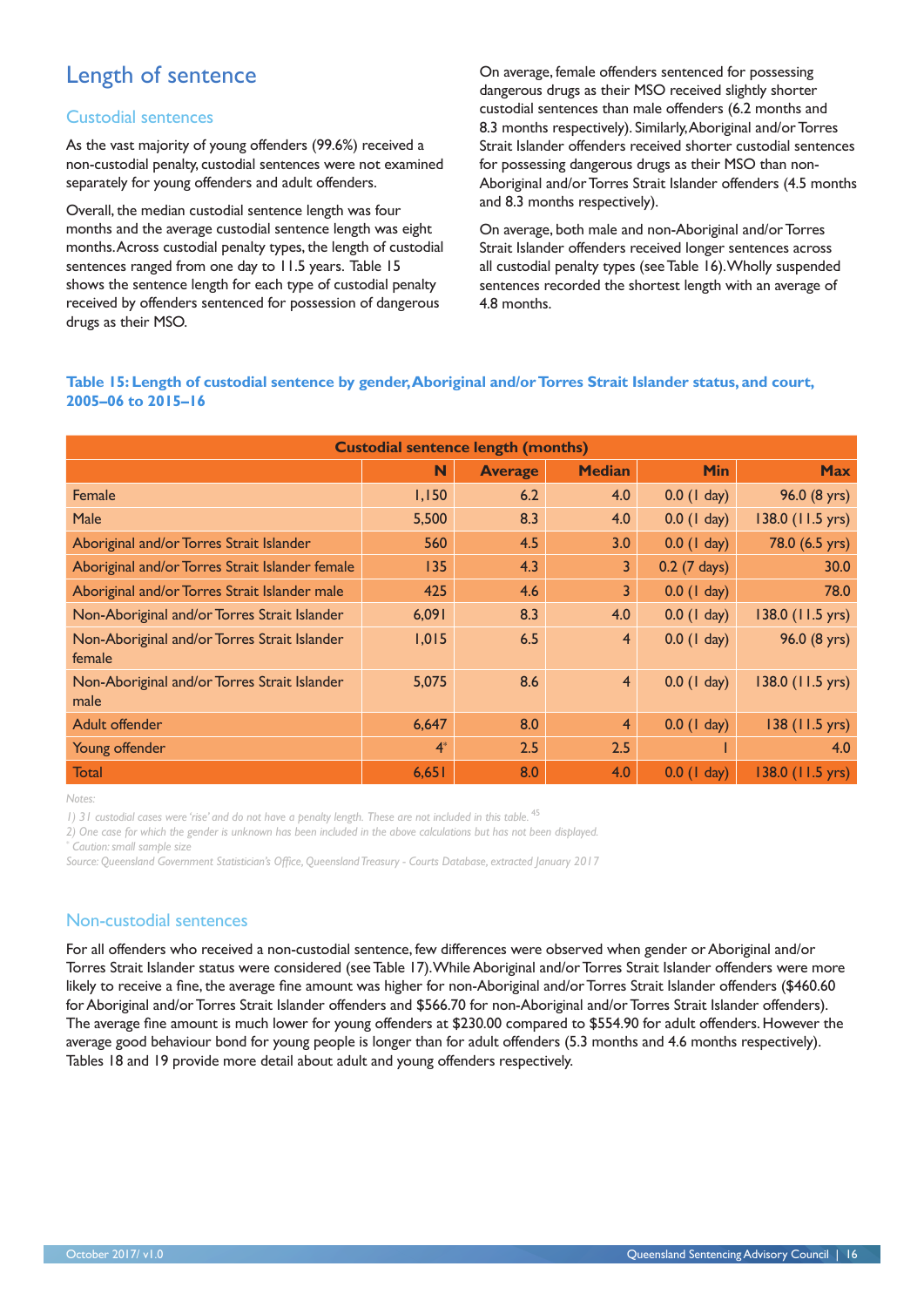## Length of sentence

### Custodial sentences

As the vast majority of young offenders (99.6%) received a non-custodial penalty, custodial sentences were not examined separately for young offenders and adult offenders.

Overall, the median custodial sentence length was four months and the average custodial sentence length was eight months. Across custodial penalty types, the length of custodial sentences ranged from one day to 11.5 years. Table 15 shows the sentence length for each type of custodial penalty received by offenders sentenced for possession of dangerous drugs as their MSO.

On average, female offenders sentenced for possessing dangerous drugs as their MSO received slightly shorter custodial sentences than male offenders (6.2 months and 8.3 months respectively). Similarly, Aboriginal and/or Torres Strait Islander offenders received shorter custodial sentences for possessing dangerous drugs as their MSO than non-Aboriginal and/or Torres Strait Islander offenders (4.5 months and 8.3 months respectively).

On average, both male and non-Aboriginal and/or Torres Strait Islander offenders received longer sentences across all custodial penalty types (see Table 16). Wholly suspended sentences recorded the shortest length with an average of 4.8 months.

**Table 15: Length of custodial sentence by gender, Aboriginal and/or Torres Strait Islander status, and court, 2005–06 to 2015–16**

| | Custodial sentence length (months) | | | | |
|---|---|---|---|---|---|
| | **N** | **Average** | **Median** | **Min** | **Max** |
| Female | 1,150 | 6.2 | 4.0 | 0.0 (1 day) | 96.0 (8 yrs) |
| Male | 5,500 | 8.3 | 4.0 | 0.0 (1 day) | 138.0 (11.5 yrs) |
| Aboriginal and/or Torres Strait Islander | 560 | 4.5 | 3.0 | 0.0 (1 day) | 78.0 (6.5 yrs) |
| Aboriginal and/or Torres Strait Islander female | 135 | 4.3 | 3 | 0.2 (7 days) | 30.0 |
| Aboriginal and/or Torres Strait Islander male | 425 | 4.6 | 3 | 0.0 (1 day) | 78.0 |
| Non-Aboriginal and/or Torres Strait Islander | 6,091 | 8.3 | 4.0 | 0.0 (1 day) | 138.0 (11.5 yrs) |
| Non-Aboriginal and/or Torres Strait Islander female | 1,015 | 6.5 | 4 | 0.0 (1 day) | 96.0 (8 yrs) |
| Non-Aboriginal and/or Torres Strait Islander male | 5,075 | 8.6 | 4 | 0.0 (1 day) | 138.0 (11.5 yrs) |
| Adult offender | 6,647 | 8.0 | 4 | 0.0 (1 day) | 138 (11.5 yrs) |
| Young offender | 4* | 2.5 | 2.5 | 1 | 4.0 |
| Total | 6,651 | 8.0 | 4.0 | 0.0 (1 day) | 138.0 (11.5 yrs) |

*Notes:*

*1) 31 custodial cases were 'rise' and do not have a penalty length. These are not included in this table.* [45]

*2) One case for which the gender is unknown has been included in the above calculations but has not been displayed.*

*\* Caution: small sample size*

*Source: Queensland Government Statistician's Office, Queensland Treasury - Courts Database, extracted January 2017*

### Non-custodial sentences

For all offenders who received a non-custodial sentence, few differences were observed when gender or Aboriginal and/or Torres Strait Islander status were considered (see Table 17). While Aboriginal and/or Torres Strait Islander offenders were more likely to receive a fine, the average fine amount was higher for non-Aboriginal and/or Torres Strait Islander offenders ($460.60 for Aboriginal and/or Torres Strait Islander offenders and $566.70 for non-Aboriginal and/or Torres Strait Islander offenders). The average fine amount is much lower for young offenders at $230.00 compared to $554.90 for adult offenders. However the average good behaviour bond for young people is longer than for adult offenders (5.3 months and 4.6 months respectively). Tables 18 and 19 provide more detail about adult and young offenders respectively.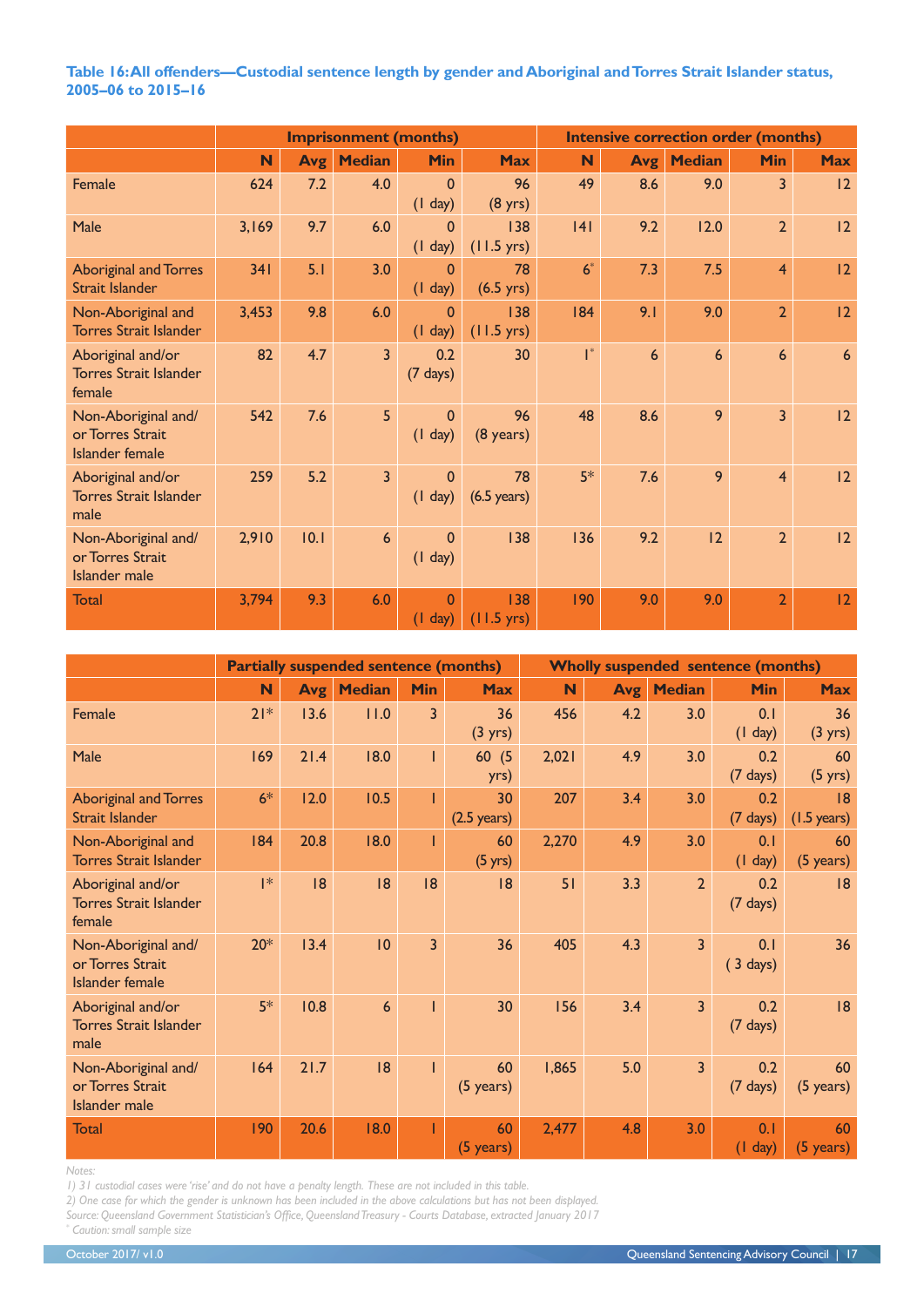**Table 16: All offenders—Custodial sentence length by gender and Aboriginal and Torres Strait Islander status, 2005–06 to 2015–16**

| | Imprisonment (months) | | | | | Intensive correction order (months) | | | | |
|---|---|---|---|---|---|---|---|---|---|---|
| | N | Avg | Median | Min | Max | N | Avg | Median | Min | Max |
| Female | 624 | 7.2 | 4.0 | 0 (1 day) | 96 (8 yrs) | 49 | 8.6 | 9.0 | 3 | 12 |
| Male | 3,169 | 9.7 | 6.0 | 0 (1 day) | 138 (11.5 yrs) | 141 | 9.2 | 12.0 | 2 | 12 |
| Aboriginal and Torres Strait Islander | 341 | 5.1 | 3.0 | 0 (1 day) | 78 (6.5 yrs) | 6* | 7.3 | 7.5 | 4 | 12 |
| Non-Aboriginal and Torres Strait Islander | 3,453 | 9.8 | 6.0 | 0 (1 day) | 138 (11.5 yrs) | 184 | 9.1 | 9.0 | 2 | 12 |
| Aboriginal and/or Torres Strait Islander female | 82 | 4.7 | 3 | 0.2 (7 days) | 30 | 1* | 6 | 6 | 6 | 6 |
| Non-Aboriginal and/ or Torres Strait Islander female | 542 | 7.6 | 5 | 0 (1 day) | 96 (8 years) | 48 | 8.6 | 9 | 3 | 12 |
| Aboriginal and/or Torres Strait Islander male | 259 | 5.2 | 3 | 0 (1 day) | 78 (6.5 years) | 5* | 7.6 | 9 | 4 | 12 |
| Non-Aboriginal and/ or Torres Strait Islander male | 2,910 | 10.1 | 6 | 0 (1 day) | 138 | 136 | 9.2 | 12 | 2 | 12 |
| Total | 3,794 | 9.3 | 6.0 | 0 (1 day) | 138 (11.5 yrs) | 190 | 9.0 | 9.0 | 2 | 12 |

| | Partially suspended sentence (months) | | | | | Wholly suspended sentence (months) | | | | |
|---|---|---|---|---|---|---|---|---|---|---|
| | N | Avg | Median | Min | Max | N | Avg | Median | Min | Max |
| Female | 21* | 13.6 | 11.0 | 3 | 36 (3 yrs) | 456 | 4.2 | 3.0 | 0.1 (1 day) | 36 (3 yrs) |
| Male | 169 | 21.4 | 18.0 | 1 | 60 (5 yrs) | 2,021 | 4.9 | 3.0 | 0.2 (7 days) | 60 (5 yrs) |
| Aboriginal and Torres Strait Islander | 6* | 12.0 | 10.5 | 1 | 30 (2.5 years) | 207 | 3.4 | 3.0 | 0.2 (7 days) | 18 (1.5 years) |
| Non-Aboriginal and Torres Strait Islander | 184 | 20.8 | 18.0 | 1 | 60 (5 yrs) | 2,270 | 4.9 | 3.0 | 0.1 (1 day) | 60 (5 years) |
| Aboriginal and/or Torres Strait Islander female | 1* | 18 | 18 | 18 | 18 | 51 | 3.3 | 2 | 0.2 (7 days) | 18 |
| Non-Aboriginal and/ or Torres Strait Islander female | 20* | 13.4 | 10 | 3 | 36 | 405 | 4.3 | 3 | 0.1 ( 3 days) | 36 |
| Aboriginal and/or Torres Strait Islander male | 5* | 10.8 | 6 | 1 | 30 | 156 | 3.4 | 3 | 0.2 (7 days) | 18 |
| Non-Aboriginal and/ or Torres Strait Islander male | 164 | 21.7 | 18 | 1 | 60 (5 years) | 1,865 | 5.0 | 3 | 0.2 (7 days) | 60 (5 years) |
| Total | 190 | 20.6 | 18.0 | 1 | 60 (5 years) | 2,477 | 4.8 | 3.0 | 0.1 (1 day) | 60 (5 years) |

*Notes:*

*1) 31 custodial cases were 'rise' and do not have a penalty length. These are not included in this table.*

*2) One case for which the gender is unknown has been included in the above calculations but has not been displayed.*

*Source: Queensland Government Statistician's Office, Queensland Treasury - Courts Database, extracted January 2017*

*\* Caution: small sample size*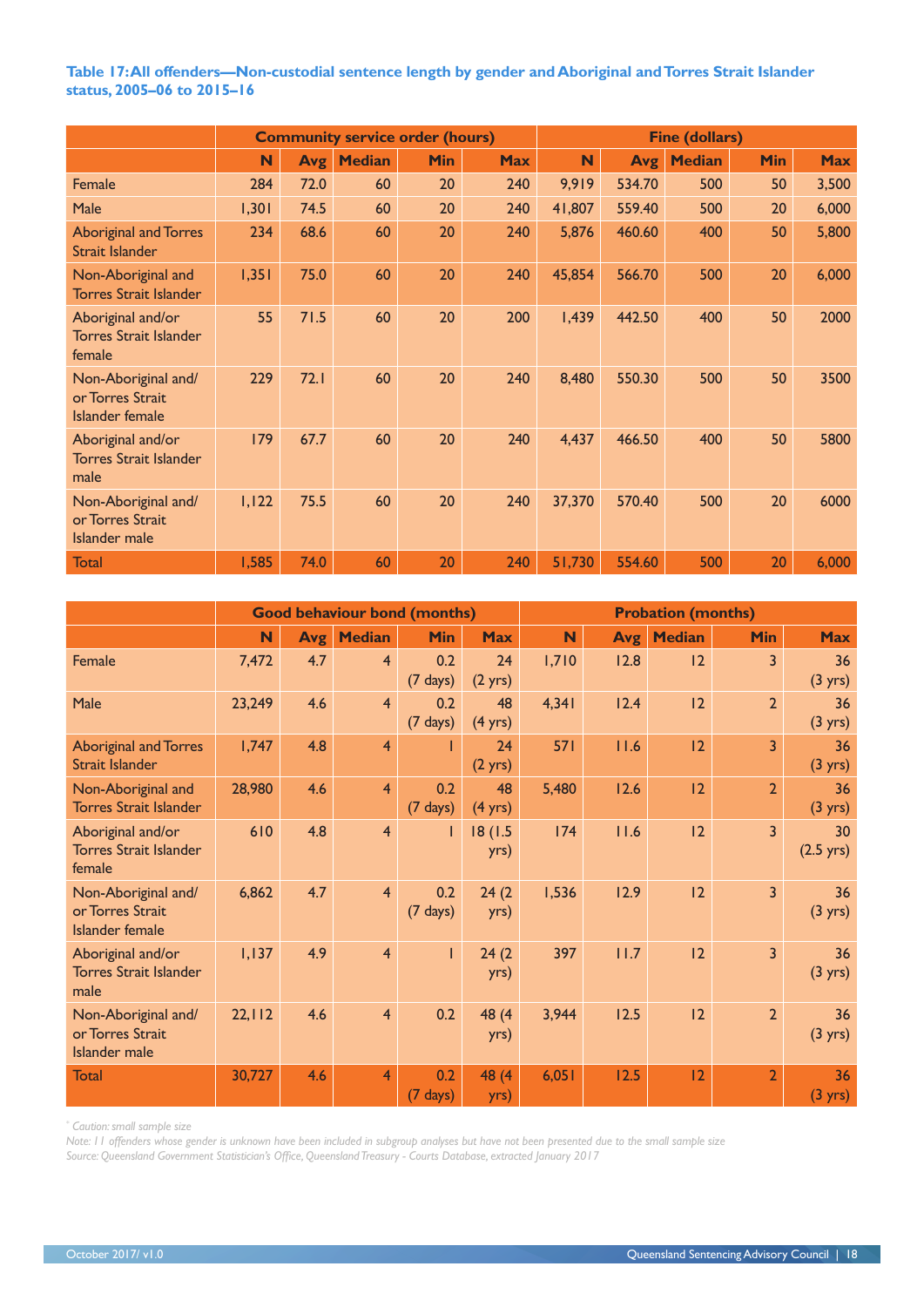**Table 17: All offenders—Non-custodial sentence length by gender and Aboriginal and Torres Strait Islander status, 2005–06 to 2015–16**

| | Community service order (hours) | | | | | Fine (dollars) | | | | |
|---|---|---|---|---|---|---|---|---|---|---|
| | N | Avg | Median | Min | Max | N | Avg | Median | Min | Max |
| Female | 284 | 72.0 | 60 | 20 | 240 | 9,919 | 534.70 | 500 | 50 | 3,500 |
| Male | 1,301 | 74.5 | 60 | 20 | 240 | 41,807 | 559.40 | 500 | 20 | 6,000 |
| Aboriginal and Torres Strait Islander | 234 | 68.6 | 60 | 20 | 240 | 5,876 | 460.60 | 400 | 50 | 5,800 |
| Non-Aboriginal and Torres Strait Islander | 1,351 | 75.0 | 60 | 20 | 240 | 45,854 | 566.70 | 500 | 20 | 6,000 |
| Aboriginal and/or Torres Strait Islander female | 55 | 71.5 | 60 | 20 | 200 | 1,439 | 442.50 | 400 | 50 | 2000 |
| Non-Aboriginal and/or Torres Strait Islander female | 229 | 72.1 | 60 | 20 | 240 | 8,480 | 550.30 | 500 | 50 | 3500 |
| Aboriginal and/or Torres Strait Islander male | 179 | 67.7 | 60 | 20 | 240 | 4,437 | 466.50 | 400 | 50 | 5800 |
| Non-Aboriginal and/or Torres Strait Islander male | 1,122 | 75.5 | 60 | 20 | 240 | 37,370 | 570.40 | 500 | 20 | 6000 |
| Total | 1,585 | 74.0 | 60 | 20 | 240 | 51,730 | 554.60 | 500 | 20 | 6,000 |

| | Good behaviour bond (months) | | | | | Probation (months) | | | | |
|---|---|---|---|---|---|---|---|---|---|---|
| | N | Avg | Median | Min | Max | N | Avg | Median | Min | Max |
| Female | 7,472 | 4.7 | 4 | 0.2 (7 days) | 24 (2 yrs) | 1,710 | 12.8 | 12 | 3 | 36 (3 yrs) |
| Male | 23,249 | 4.6 | 4 | 0.2 (7 days) | 48 (4 yrs) | 4,341 | 12.4 | 12 | 2 | 36 (3 yrs) |
| Aboriginal and Torres Strait Islander | 1,747 | 4.8 | 4 | 1 | 24 (2 yrs) | 571 | 11.6 | 12 | 3 | 36 (3 yrs) |
| Non-Aboriginal and Torres Strait Islander | 28,980 | 4.6 | 4 | 0.2 (7 days) | 48 (4 yrs) | 5,480 | 12.6 | 12 | 2 | 36 (3 yrs) |
| Aboriginal and/or Torres Strait Islander female | 610 | 4.8 | 4 | 1 | 18 (1.5 yrs) | 174 | 11.6 | 12 | 3 | 30 (2.5 yrs) |
| Non-Aboriginal and/or Torres Strait Islander female | 6,862 | 4.7 | 4 | 0.2 (7 days) | 24 (2 yrs) | 1,536 | 12.9 | 12 | 3 | 36 (3 yrs) |
| Aboriginal and/or Torres Strait Islander male | 1,137 | 4.9 | 4 | 1 | 24 (2 yrs) | 397 | 11.7 | 12 | 3 | 36 (3 yrs) |
| Non-Aboriginal and/or Torres Strait Islander male | 22,112 | 4.6 | 4 | 0.2 | 48 (4 yrs) | 3,944 | 12.5 | 12 | 2 | 36 (3 yrs) |
| Total | 30,727 | 4.6 | 4 | 0.2 (7 days) | 48 (4 yrs) | 6,051 | 12.5 | 12 | 2 | 36 (3 yrs) |

*\* Caution: small sample size*

*Note: 11 offenders whose gender is unknown have been included in subgroup analyses but have not been presented due to the small sample size*

*Source: Queensland Government Statistician's Office, Queensland Treasury - Courts Database, extracted January 2017*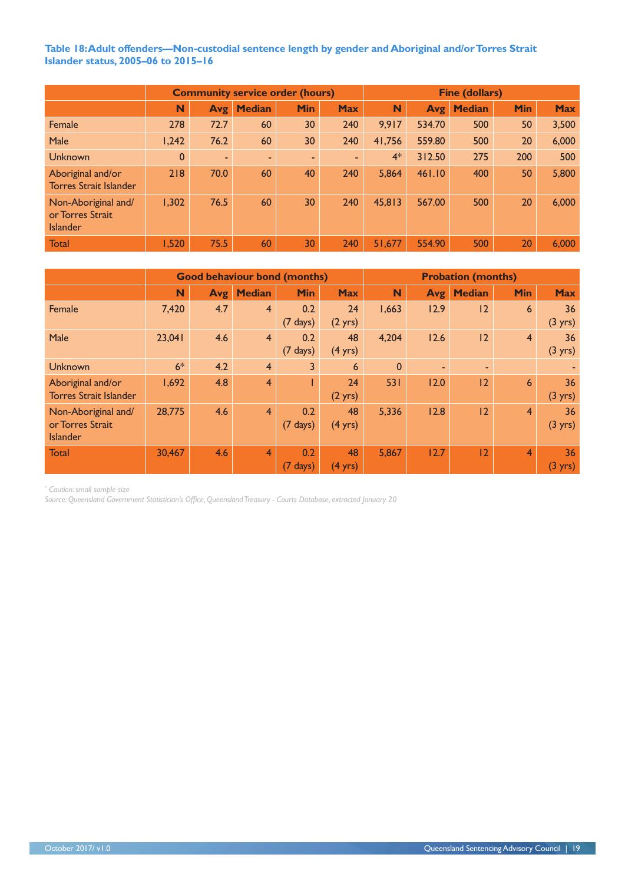**Table 18: Adult offenders—Non-custodial sentence length by gender and Aboriginal and/or Torres Strait Islander status, 2005–06 to 2015–16**

| | Community service order (hours) | | | | | Fine (dollars) | | | | |
|---|---|---|---|---|---|---|---|---|---|---|
| | N | Avg | Median | Min | Max | N | Avg | Median | Min | Max |
| Female | 278 | 72.7 | 60 | 30 | 240 | 9,917 | 534.70 | 500 | 50 | 3,500 |
| Male | 1,242 | 76.2 | 60 | 30 | 240 | 41,756 | 559.80 | 500 | 20 | 6,000 |
| Unknown | 0 | - | - | - | - | 4* | 312.50 | 275 | 200 | 500 |
| Aboriginal and/or Torres Strait Islander | 218 | 70.0 | 60 | 40 | 240 | 5,864 | 461.10 | 400 | 50 | 5,800 |
| Non-Aboriginal and/ or Torres Strait Islander | 1,302 | 76.5 | 60 | 30 | 240 | 45,813 | 567.00 | 500 | 20 | 6,000 |
| Total | 1,520 | 75.5 | 60 | 30 | 240 | 51,677 | 554.90 | 500 | 20 | 6,000 |

| | Good behaviour bond (months) | | | | | Probation (months) | | | | |
|---|---|---|---|---|---|---|---|---|---|---|
| | N | Avg | Median | Min | Max | N | Avg | Median | Min | Max |
| Female | 7,420 | 4.7 | 4 | 0.2 (7 days) | 24 (2 yrs) | 1,663 | 12.9 | 12 | 6 | 36 (3 yrs) |
| Male | 23,041 | 4.6 | 4 | 0.2 (7 days) | 48 (4 yrs) | 4,204 | 12.6 | 12 | 4 | 36 (3 yrs) |
| Unknown | 6* | 4.2 | 4 | 3 | 6 | 0 | - | - | | - |
| Aboriginal and/or Torres Strait Islander | 1,692 | 4.8 | 4 | 1 | 24 (2 yrs) | 531 | 12.0 | 12 | 6 | 36 (3 yrs) |
| Non-Aboriginal and/ or Torres Strait Islander | 28,775 | 4.6 | 4 | 0.2 (7 days) | 48 (4 yrs) | 5,336 | 12.8 | 12 | 4 | 36 (3 yrs) |
| Total | 30,467 | 4.6 | 4 | 0.2 (7 days) | 48 (4 yrs) | 5,867 | 12.7 | 12 | 4 | 36 (3 yrs) |

*\* Caution: small sample size*

*Source: Queensland Government Statistician's Office, Queensland Treasury - Courts Database, extracted January 20*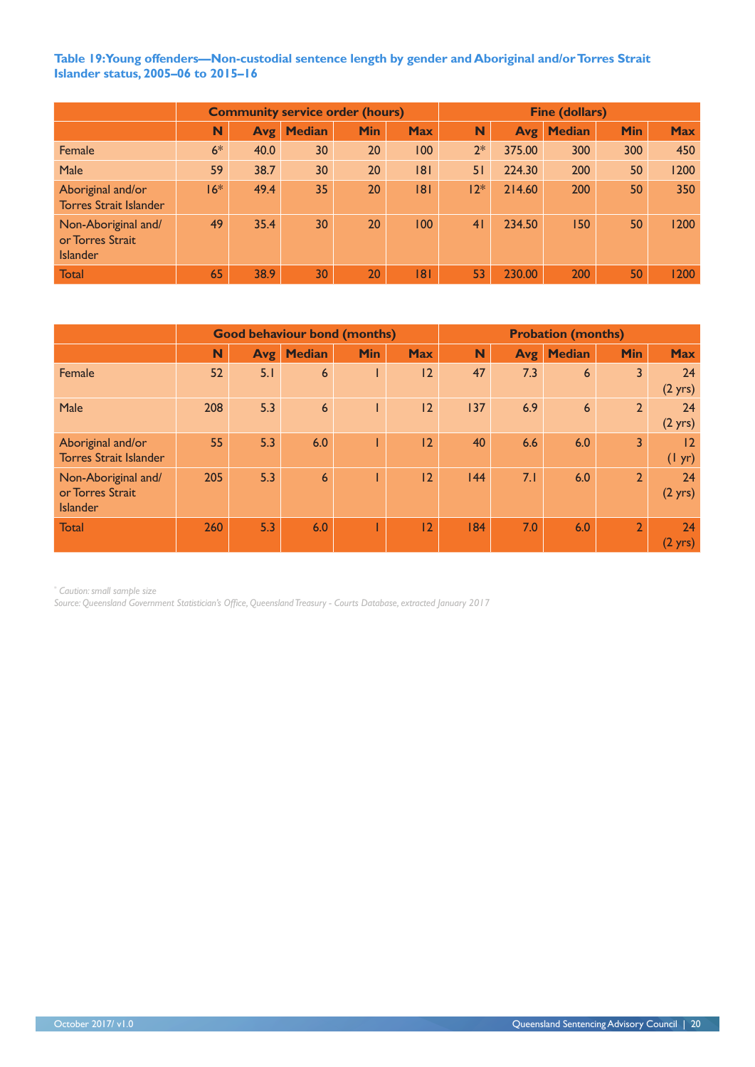**Table 19: Young offenders—Non-custodial sentence length by gender and Aboriginal and/or Torres Strait Islander status, 2005–06 to 2015–16**

| | Community service order (hours) | | | | | Fine (dollars) | | | | |
|---|---|---|---|---|---|---|---|---|---|---|
| | N | Avg | Median | Min | Max | N | Avg | Median | Min | Max |
| Female | 6* | 40.0 | 30 | 20 | 100 | 2* | 375.00 | 300 | 300 | 450 |
| Male | 59 | 38.7 | 30 | 20 | 181 | 51 | 224.30 | 200 | 50 | 1200 |
| Aboriginal and/or Torres Strait Islander | 16* | 49.4 | 35 | 20 | 181 | 12* | 214.60 | 200 | 50 | 350 |
| Non-Aboriginal and/ or Torres Strait Islander | 49 | 35.4 | 30 | 20 | 100 | 41 | 234.50 | 150 | 50 | 1200 |
| Total | 65 | 38.9 | 30 | 20 | 181 | 53 | 230.00 | 200 | 50 | 1200 |

| | Good behaviour bond (months) | | | | | Probation (months) | | | | |
|---|---|---|---|---|---|---|---|---|---|---|
| | N | Avg | Median | Min | Max | N | Avg | Median | Min | Max |
| Female | 52 | 5.1 | 6 | 1 | 12 | 47 | 7.3 | 6 | 3 | 24 (2 yrs) |
| Male | 208 | 5.3 | 6 | 1 | 12 | 137 | 6.9 | 6 | 2 | 24 (2 yrs) |
| Aboriginal and/or Torres Strait Islander | 55 | 5.3 | 6.0 | 1 | 12 | 40 | 6.6 | 6.0 | 3 | 12 (1 yr) |
| Non-Aboriginal and/ or Torres Strait Islander | 205 | 5.3 | 6 | 1 | 12 | 144 | 7.1 | 6.0 | 2 | 24 (2 yrs) |
| Total | 260 | 5.3 | 6.0 | 1 | 12 | 184 | 7.0 | 6.0 | 2 | 24 (2 yrs) |

*\* Caution: small sample size*
*Source: Queensland Government Statistician's Office, Queensland Treasury - Courts Database, extracted January 2017*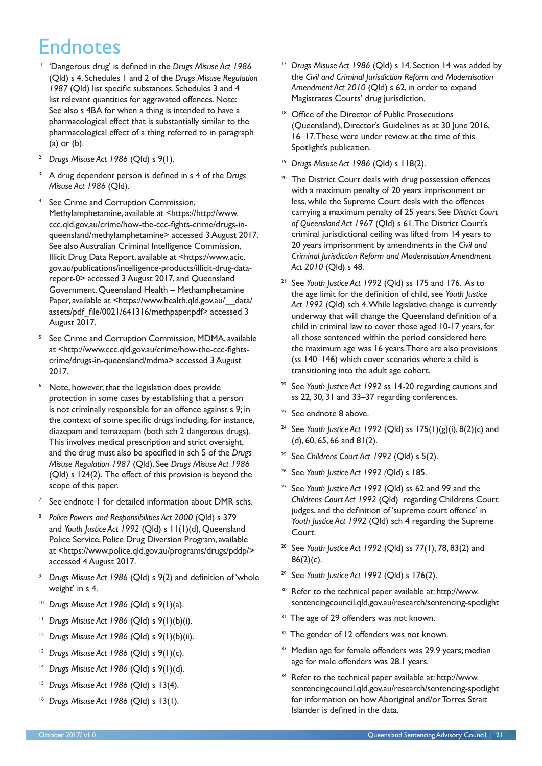# Endnotes

1. 'Dangerous drug' is defined in the *Drugs Misuse Act 1986* (Qld) s 4. Schedules 1 and 2 of the *Drugs Misuse Regulation 1987* (Qld) list specific substances. Schedules 3 and 4 list relevant quantities for aggravated offences. Note: See also s 4BA for when a thing is intended to have a pharmacological effect that is substantially similar to the pharmacological effect of a thing referred to in paragraph (a) or (b).

2. *Drugs Misuse Act 1986* (Qld) s 9(1).

3. A drug dependent person is defined in s 4 of the *Drugs Misuse Act 1986* (Qld).

4. See Crime and Corruption Commission, Methylamphetamine, available at <https://http://www.ccc.qld.gov.au/crime/how-the-ccc-fights-crime/drugs-in-queensland/methylamphetamine> accessed 3 August 2017. See also Australian Criminal Intelligence Commission, Illicit Drug Data Report, available at <https://www.acic.gov.au/publications/intelligence-products/illicit-drug-data-report-0> accessed 3 August 2017, and Queensland Government, Queensland Health – Methamphetamine Paper, available at <https://www.health.qld.gov.au/__data/assets/pdf_file/0021/641316/methpaper.pdf> accessed 3 August 2017.

5. See Crime and Corruption Commission, MDMA, available at <http://www.ccc.qld.gov.au/crime/how-the-ccc-fights-crime/drugs-in-queensland/mdma> accessed 3 August 2017.

6. Note, however, that the legislation does provide protection in some cases by establishing that a person is not criminally responsible for an offence against s 9; in the context of some specific drugs including, for instance, diazepam and temazepam (both sch 2 dangerous drugs). This involves medical prescription and strict oversight, and the drug must also be specified in sch 5 of the *Drugs Misuse Regulation 1987* (Qld). See *Drugs Misuse Act 1986* (Qld) s 124(2). The effect of this provision is beyond the scope of this paper.

7. See endnote 1 for detailed information about DMR schs.

8. *Police Powers and Responsibilities Act 2000* (Qld) s 379 and *Youth Justice Act 1992* (Qld) s 11(1)(d), Queensland Police Service, Police Drug Diversion Program, available at <https://www.police.qld.gov.au/programs/drugs/pddp/> accessed 4 August 2017.

9. *Drugs Misuse Act 1986* (Qld) s 9(2) and definition of 'whole weight' in s 4.

10. *Drugs Misuse Act 1986* (Qld) s 9(1)(a).

11. *Drugs Misuse Act 1986* (Qld) s 9(1)(b)(i).

12. *Drugs Misuse Act 1986* (Qld) s 9(1)(b)(ii).

13. *Drugs Misuse Act 1986* (Qld) s 9(1)(c).

14. *Drugs Misuse Act 1986* (Qld) s 9(1)(d).

15. *Drugs Misuse Act 1986* (Qld) s 13(4).

16. *Drugs Misuse Act 1986* (Qld) s 13(1).

17. *Drugs Misuse Act 1986* (Qld) s 14. Section 14 was added by the *Civil and Criminal Jurisdiction Reform and Modernisation Amendment Act 2010* (Qld) s 62, in order to expand Magistrates Courts' drug jurisdiction.

18. Office of the Director of Public Prosecutions (Queensland), Director's Guidelines as at 30 June 2016, 16–17. These were under review at the time of this Spotlight's publication.

19. *Drugs Misuse Act 1986* (Qld) s 118(2).

20. The District Court deals with drug possession offences with a maximum penalty of 20 years imprisonment or less, while the Supreme Court deals with the offences carrying a maximum penalty of 25 years. See *District Court of Queensland Act 1967* (Qld) s 61. The District Court's criminal jurisdictional ceiling was lifted from 14 years to 20 years imprisonment by amendments in the *Civil and Criminal Jurisdiction Reform and Modernisation Amendment Act 2010* (Qld) s 48.

21. See *Youth Justice Act 1992* (Qld) ss 175 and 176. As to the age limit for the definition of child, see *Youth Justice Act 1992* (Qld) sch 4. While legislative change is currently underway that will change the Queensland definition of a child in criminal law to cover those aged 10-17 years, for all those sentenced within the period considered here the maximum age was 16 years. There are also provisions (ss 140–146) which cover scenarios where a child is transitioning into the adult age cohort.

22. See *Youth Justice Act 1992* ss 14-20 regarding cautions and ss 22, 30, 31 and 33–37 regarding conferences.

23. See endnote 8 above.

24. See *Youth Justice Act 1992* (Qld) ss 175(1)(g)(i), 8(2)(c) and (d), 60, 65, 66 and 81(2).

25. See *Childrens Court Act 1992* (Qld) s 5(2).

26. See *Youth Justice Act 1992* (Qld) s 185.

27. See *Youth Justice Act 1992* (Qld) ss 62 and 99 and the *Childrens Court Act 1992* (Qld) regarding Childrens Court judges, and the definition of 'supreme court offence' in *Youth Justice Act 1992* (Qld) sch 4 regarding the Supreme Court.

28. See *Youth Justice Act 1992* (Qld) ss 77(1), 78, 83(2) and 86(2)(c).

29. See *Youth Justice Act 1992* (Qld) s 176(2).

30. Refer to the technical paper available at: http://www.sentencingcouncil.qld.gov.au/research/sentencing-spotlight

31. The age of 29 offenders was not known.

32. The gender of 12 offenders was not known.

33. Median age for female offenders was 29.9 years; median age for male offenders was 28.1 years.

34. Refer to the technical paper available at: http://www.sentencingcouncil.qld.gov.au/research/sentencing-spotlight for information on how Aboriginal and/or Torres Strait Islander is defined in the data.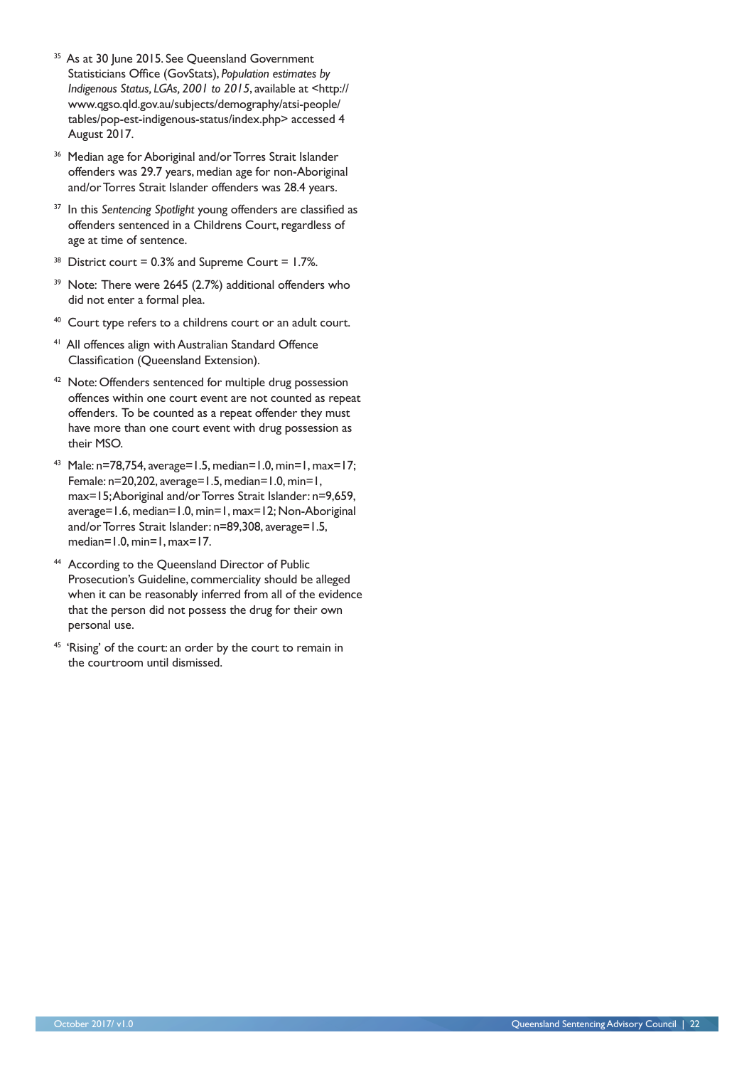[35] As at 30 June 2015. See Queensland Government Statisticians Office (GovStats), *Population estimates by Indigenous Status, LGAs, 2001 to 2015*, available at <http://www.qgso.qld.gov.au/subjects/demography/atsi-people/tables/pop-est-indigenous-status/index.php> accessed 4 August 2017.

[36] Median age for Aboriginal and/or Torres Strait Islander offenders was 29.7 years, median age for non-Aboriginal and/or Torres Strait Islander offenders was 28.4 years.

[37] In this *Sentencing Spotlight* young offenders are classified as offenders sentenced in a Childrens Court, regardless of age at time of sentence.

[38] District court = 0.3% and Supreme Court = 1.7%.

[39] Note: There were 2645 (2.7%) additional offenders who did not enter a formal plea.

[40] Court type refers to a childrens court or an adult court.

[41] All offences align with Australian Standard Offence Classification (Queensland Extension).

[42] Note: Offenders sentenced for multiple drug possession offences within one court event are not counted as repeat offenders. To be counted as a repeat offender they must have more than one court event with drug possession as their MSO.

[43] Male: n=78,754, average=1.5, median=1.0, min=1, max=17; Female: n=20,202, average=1.5, median=1.0, min=1, max=15; Aboriginal and/or Torres Strait Islander: n=9,659, average=1.6, median=1.0, min=1, max=12; Non-Aboriginal and/or Torres Strait Islander: n=89,308, average=1.5, median=1.0, min=1, max=17.

[44] According to the Queensland Director of Public Prosecution's Guideline, commerciality should be alleged when it can be reasonably inferred from all of the evidence that the person did not possess the drug for their own personal use.

[45] 'Rising' of the court: an order by the court to remain in the courtroom until dismissed.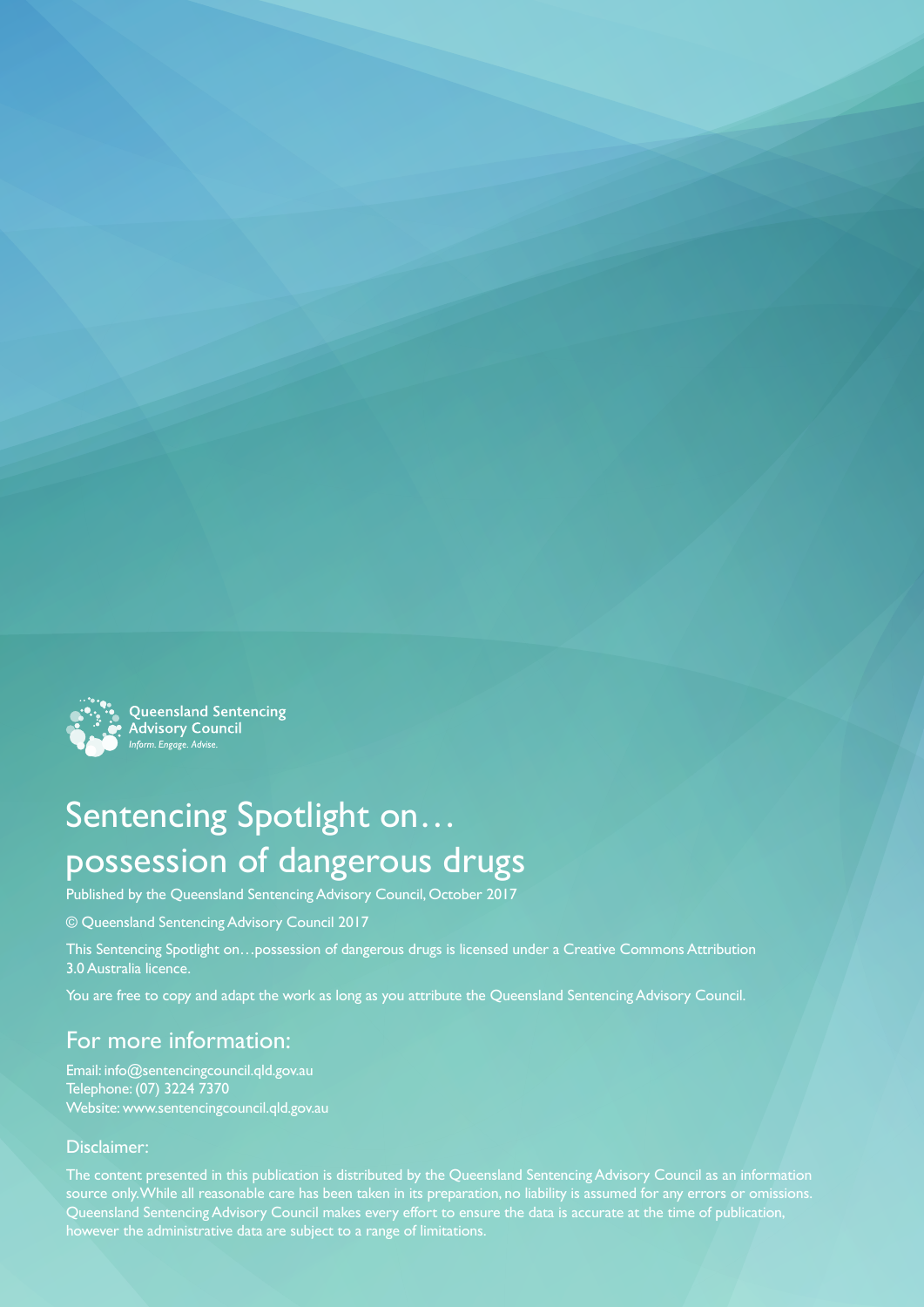Queensland Sentencing Advisory Council
*Inform. Engage. Advise.*

# Sentencing Spotlight on… possession of dangerous drugs

Published by the Queensland Sentencing Advisory Council, October 2017

© Queensland Sentencing Advisory Council 2017

This Sentencing Spotlight on…possession of dangerous drugs is licensed under a Creative Commons Attribution 3.0 Australia licence.

You are free to copy and adapt the work as long as you attribute the Queensland Sentencing Advisory Council.

## For more information:

Email: info@sentencingcouncil.qld.gov.au
Telephone: (07) 3224 7370
Website: www.sentencingcouncil.qld.gov.au

### Disclaimer:

The content presented in this publication is distributed by the Queensland Sentencing Advisory Council as an information source only. While all reasonable care has been taken in its preparation, no liability is assumed for any errors or omissions. Queensland Sentencing Advisory Council makes every effort to ensure the data is accurate at the time of publication, however the administrative data are subject to a range of limitations.